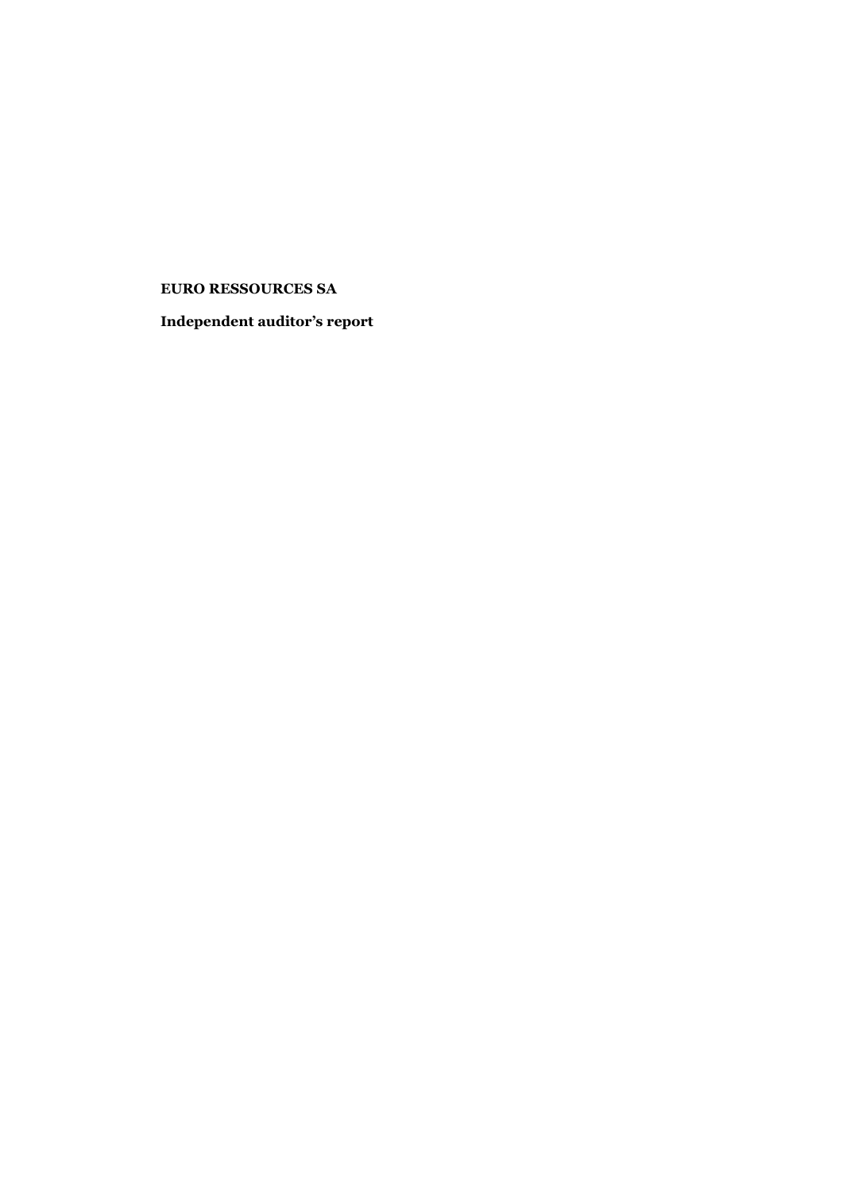**EURO RESSOURCES SA**

**Independent auditor's report**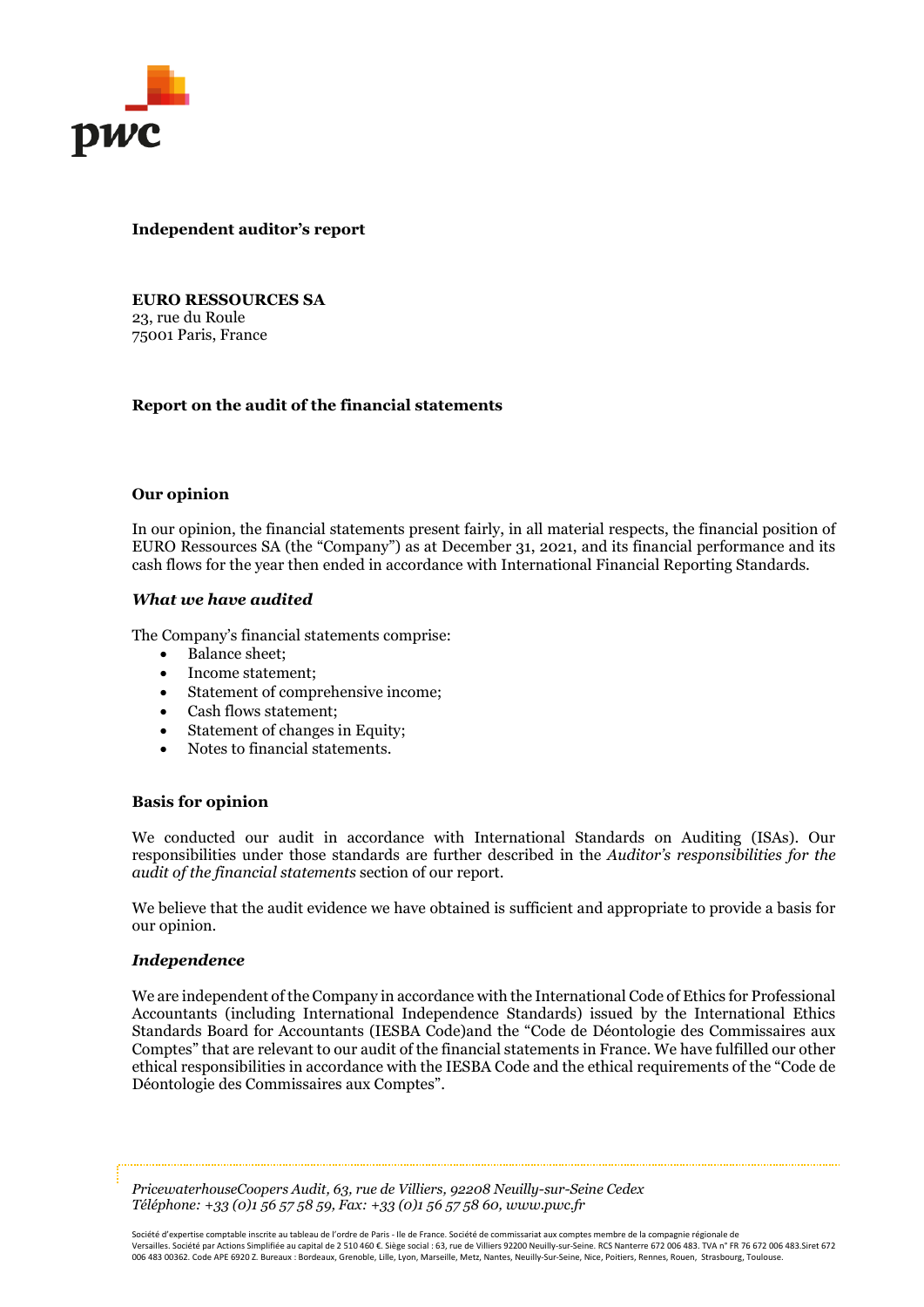**Independent auditor's report**

**EURO RESSOURCES SA**
23, rue du Roule
75001 Paris, France

**Report on the audit of the financial statements**

**Our opinion**

In our opinion, the financial statements present fairly, in all material respects, the financial position of EURO Ressources SA (the "Company") as at December 31, 2021, and its financial performance and its cash flows for the year then ended in accordance with International Financial Reporting Standards.

***What we have audited***

The Company's financial statements comprise:

- Balance sheet;
- Income statement;
- Statement of comprehensive income;
- Cash flows statement;
- Statement of changes in Equity;
- Notes to financial statements.

**Basis for opinion**

We conducted our audit in accordance with International Standards on Auditing (ISAs). Our responsibilities under those standards are further described in the *Auditor's responsibilities for the audit of the financial statements* section of our report.

We believe that the audit evidence we have obtained is sufficient and appropriate to provide a basis for our opinion.

***Independence***

We are independent of the Company in accordance with the International Code of Ethics for Professional Accountants (including International Independence Standards) issued by the International Ethics Standards Board for Accountants (IESBA Code)and the "Code de Déontologie des Commissaires aux Comptes" that are relevant to our audit of the financial statements in France. We have fulfilled our other ethical responsibilities in accordance with the IESBA Code and the ethical requirements of the "Code de Déontologie des Commissaires aux Comptes".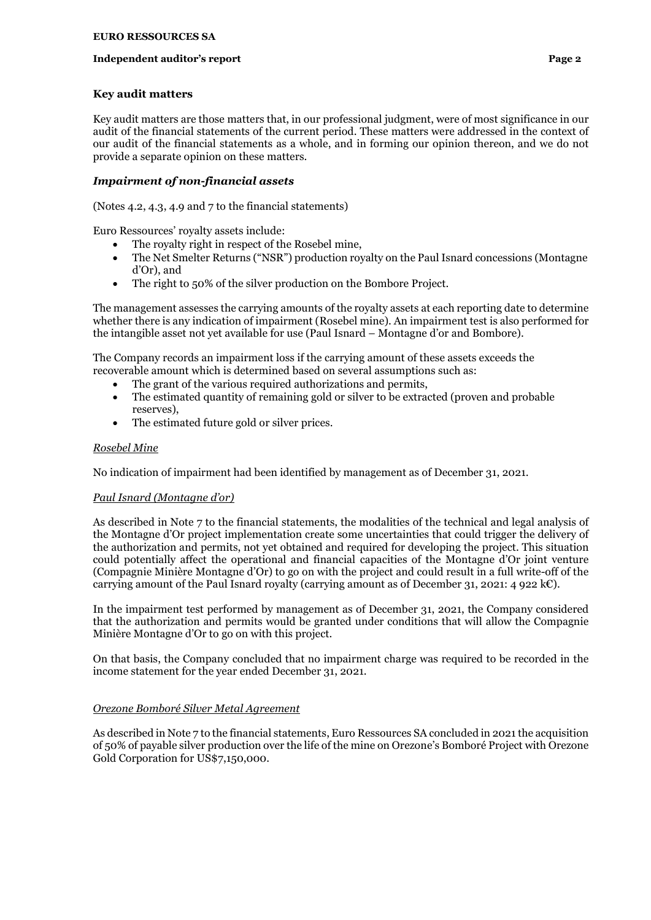## Key audit matters

Key audit matters are those matters that, in our professional judgment, were of most significance in our audit of the financial statements of the current period. These matters were addressed in the context of our audit of the financial statements as a whole, and in forming our opinion thereon, and we do not provide a separate opinion on these matters.

### *Impairment of non-financial assets*

(Notes 4.2, 4.3, 4.9 and 7 to the financial statements)

Euro Ressources' royalty assets include:

- The royalty right in respect of the Rosebel mine,
- The Net Smelter Returns ("NSR") production royalty on the Paul Isnard concessions (Montagne d'Or), and
- The right to 50% of the silver production on the Bombore Project.

The management assesses the carrying amounts of the royalty assets at each reporting date to determine whether there is any indication of impairment (Rosebel mine). An impairment test is also performed for the intangible asset not yet available for use (Paul Isnard – Montagne d'or and Bombore).

The Company records an impairment loss if the carrying amount of these assets exceeds the recoverable amount which is determined based on several assumptions such as:

- The grant of the various required authorizations and permits,
- The estimated quantity of remaining gold or silver to be extracted (proven and probable reserves),
- The estimated future gold or silver prices.

*Rosebel Mine*

No indication of impairment had been identified by management as of December 31, 2021.

*Paul Isnard (Montagne d'or)*

As described in Note 7 to the financial statements, the modalities of the technical and legal analysis of the Montagne d'Or project implementation create some uncertainties that could trigger the delivery of the authorization and permits, not yet obtained and required for developing the project. This situation could potentially affect the operational and financial capacities of the Montagne d'Or joint venture (Compagnie Minière Montagne d'Or) to go on with the project and could result in a full write-off of the carrying amount of the Paul Isnard royalty (carrying amount as of December 31, 2021: 4 922 k€).

In the impairment test performed by management as of December 31, 2021, the Company considered that the authorization and permits would be granted under conditions that will allow the Compagnie Minière Montagne d'Or to go on with this project.

On that basis, the Company concluded that no impairment charge was required to be recorded in the income statement for the year ended December 31, 2021.

*Orezone Bomboré Silver Metal Agreement*

As described in Note 7 to the financial statements, Euro Ressources SA concluded in 2021 the acquisition of 50% of payable silver production over the life of the mine on Orezone's Bomboré Project with Orezone Gold Corporation for US$7,150,000.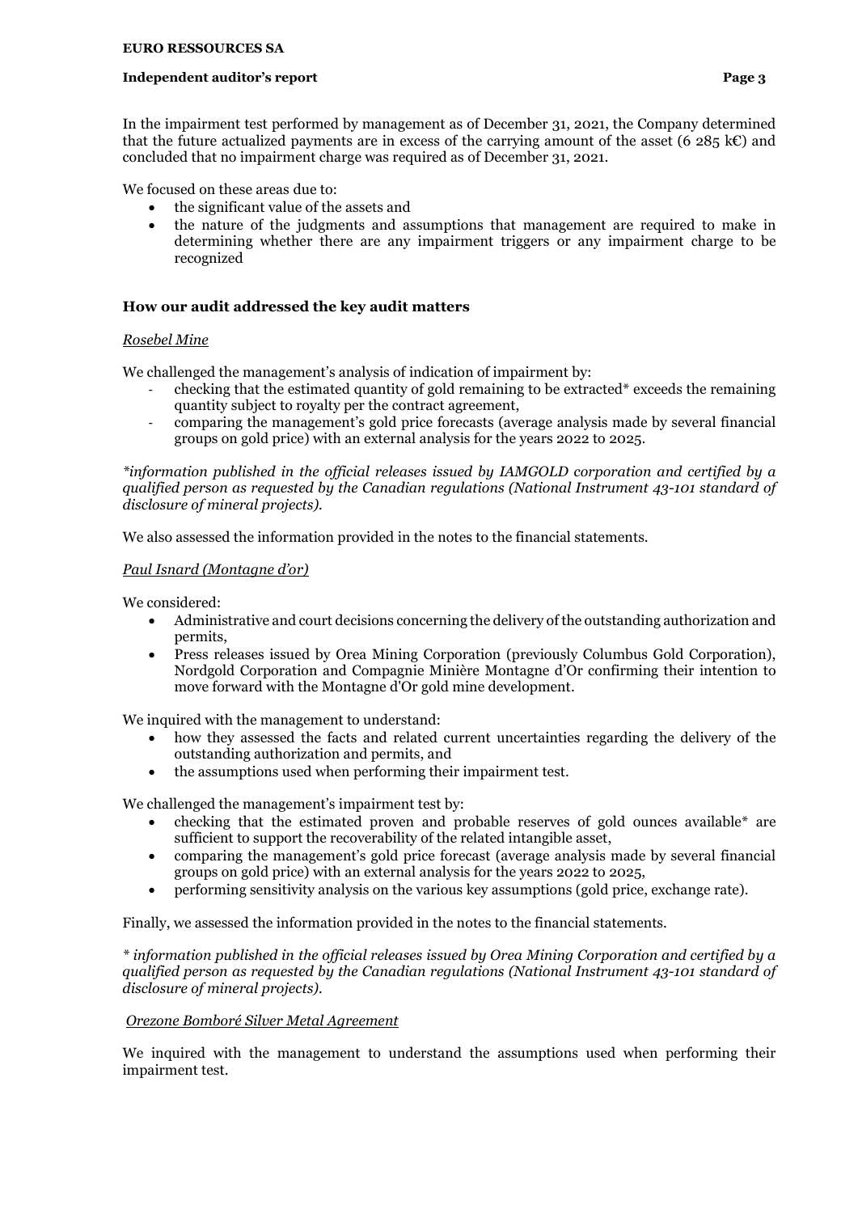In the impairment test performed by management as of December 31, 2021, the Company determined that the future actualized payments are in excess of the carrying amount of the asset (6 285 k€) and concluded that no impairment charge was required as of December 31, 2021.

We focused on these areas due to:

- the significant value of the assets and
- the nature of the judgments and assumptions that management are required to make in determining whether there are any impairment triggers or any impairment charge to be recognized

## How our audit addressed the key audit matters

*Rosebel Mine*

We challenged the management's analysis of indication of impairment by:

- checking that the estimated quantity of gold remaining to be extracted* exceeds the remaining quantity subject to royalty per the contract agreement,
- comparing the management's gold price forecasts (average analysis made by several financial groups on gold price) with an external analysis for the years 2022 to 2025.

**information published in the official releases issued by IAMGOLD corporation and certified by a qualified person as requested by the Canadian regulations (National Instrument 43-101 standard of disclosure of mineral projects).*

We also assessed the information provided in the notes to the financial statements.

*Paul Isnard (Montagne d'or)*

We considered:

- Administrative and court decisions concerning the delivery of the outstanding authorization and permits,
- Press releases issued by Orea Mining Corporation (previously Columbus Gold Corporation), Nordgold Corporation and Compagnie Minière Montagne d'Or confirming their intention to move forward with the Montagne d'Or gold mine development.

We inquired with the management to understand:

- how they assessed the facts and related current uncertainties regarding the delivery of the outstanding authorization and permits, and
- the assumptions used when performing their impairment test.

We challenged the management's impairment test by:

- checking that the estimated proven and probable reserves of gold ounces available* are sufficient to support the recoverability of the related intangible asset,
- comparing the management's gold price forecast (average analysis made by several financial groups on gold price) with an external analysis for the years 2022 to 2025,
- performing sensitivity analysis on the various key assumptions (gold price, exchange rate).

Finally, we assessed the information provided in the notes to the financial statements.

** information published in the official releases issued by Orea Mining Corporation and certified by a qualified person as requested by the Canadian regulations (National Instrument 43-101 standard of disclosure of mineral projects).*

*Orezone Bomboré Silver Metal Agreement*

We inquired with the management to understand the assumptions used when performing their impairment test.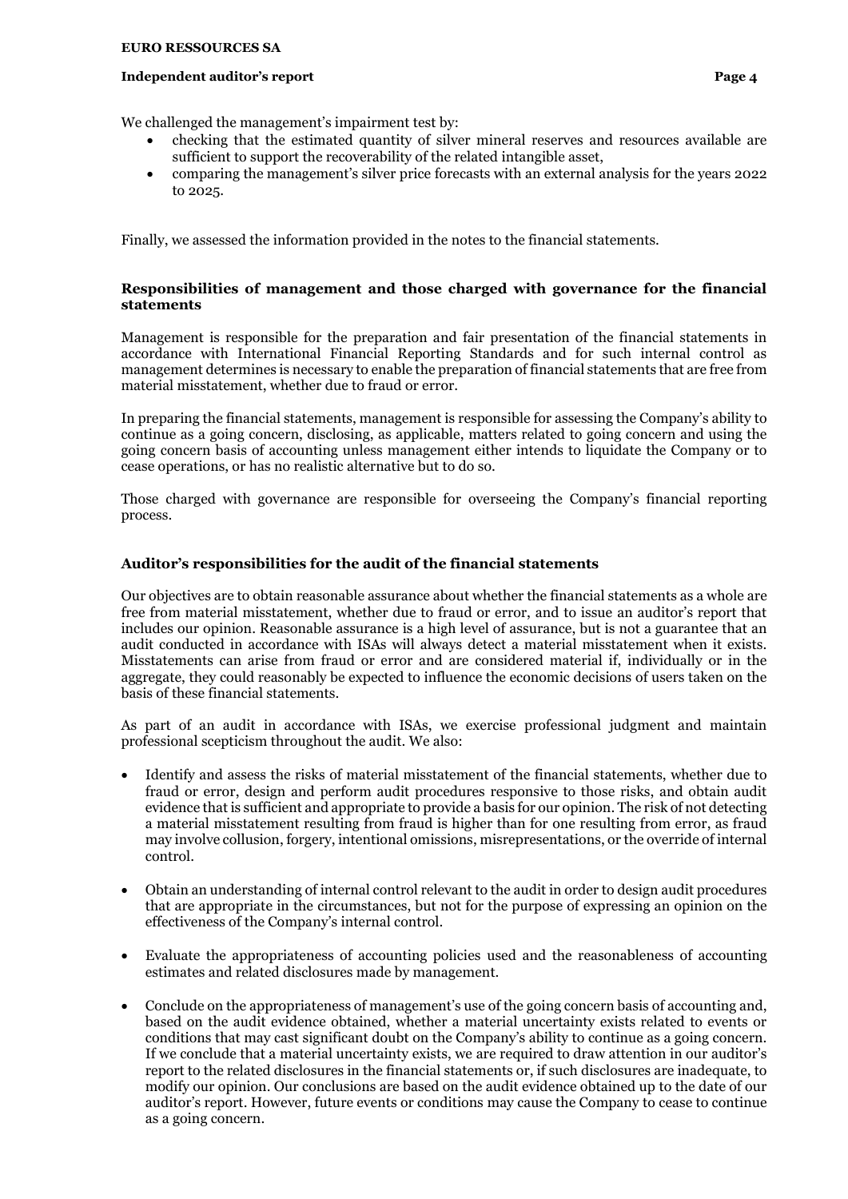We challenged the management's impairment test by:

- checking that the estimated quantity of silver mineral reserves and resources available are sufficient to support the recoverability of the related intangible asset,
- comparing the management's silver price forecasts with an external analysis for the years 2022 to 2025.

Finally, we assessed the information provided in the notes to the financial statements.

## Responsibilities of management and those charged with governance for the financial statements

Management is responsible for the preparation and fair presentation of the financial statements in accordance with International Financial Reporting Standards and for such internal control as management determines is necessary to enable the preparation of financial statements that are free from material misstatement, whether due to fraud or error.

In preparing the financial statements, management is responsible for assessing the Company's ability to continue as a going concern, disclosing, as applicable, matters related to going concern and using the going concern basis of accounting unless management either intends to liquidate the Company or to cease operations, or has no realistic alternative but to do so.

Those charged with governance are responsible for overseeing the Company's financial reporting process.

## Auditor's responsibilities for the audit of the financial statements

Our objectives are to obtain reasonable assurance about whether the financial statements as a whole are free from material misstatement, whether due to fraud or error, and to issue an auditor's report that includes our opinion. Reasonable assurance is a high level of assurance, but is not a guarantee that an audit conducted in accordance with ISAs will always detect a material misstatement when it exists. Misstatements can arise from fraud or error and are considered material if, individually or in the aggregate, they could reasonably be expected to influence the economic decisions of users taken on the basis of these financial statements.

As part of an audit in accordance with ISAs, we exercise professional judgment and maintain professional scepticism throughout the audit. We also:

- Identify and assess the risks of material misstatement of the financial statements, whether due to fraud or error, design and perform audit procedures responsive to those risks, and obtain audit evidence that is sufficient and appropriate to provide a basis for our opinion. The risk of not detecting a material misstatement resulting from fraud is higher than for one resulting from error, as fraud may involve collusion, forgery, intentional omissions, misrepresentations, or the override of internal control.

- Obtain an understanding of internal control relevant to the audit in order to design audit procedures that are appropriate in the circumstances, but not for the purpose of expressing an opinion on the effectiveness of the Company's internal control.

- Evaluate the appropriateness of accounting policies used and the reasonableness of accounting estimates and related disclosures made by management.

- Conclude on the appropriateness of management's use of the going concern basis of accounting and, based on the audit evidence obtained, whether a material uncertainty exists related to events or conditions that may cast significant doubt on the Company's ability to continue as a going concern. If we conclude that a material uncertainty exists, we are required to draw attention in our auditor's report to the related disclosures in the financial statements or, if such disclosures are inadequate, to modify our opinion. Our conclusions are based on the audit evidence obtained up to the date of our auditor's report. However, future events or conditions may cause the Company to cease to continue as a going concern.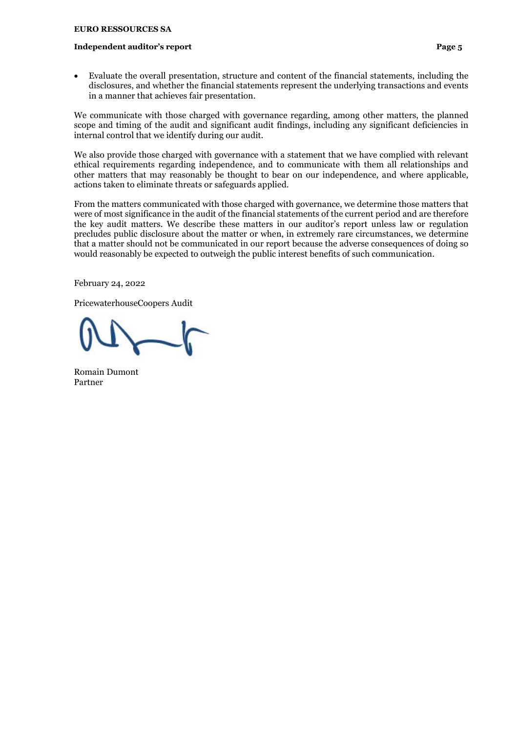- Evaluate the overall presentation, structure and content of the financial statements, including the disclosures, and whether the financial statements represent the underlying transactions and events in a manner that achieves fair presentation.

We communicate with those charged with governance regarding, among other matters, the planned scope and timing of the audit and significant audit findings, including any significant deficiencies in internal control that we identify during our audit.

We also provide those charged with governance with a statement that we have complied with relevant ethical requirements regarding independence, and to communicate with them all relationships and other matters that may reasonably be thought to bear on our independence, and where applicable, actions taken to eliminate threats or safeguards applied.

From the matters communicated with those charged with governance, we determine those matters that were of most significance in the audit of the financial statements of the current period and are therefore the key audit matters. We describe these matters in our auditor's report unless law or regulation precludes public disclosure about the matter or when, in extremely rare circumstances, we determine that a matter should not be communicated in our report because the adverse consequences of doing so would reasonably be expected to outweigh the public interest benefits of such communication.

February 24, 2022

PricewaterhouseCoopers Audit

Romain Dumont
Partner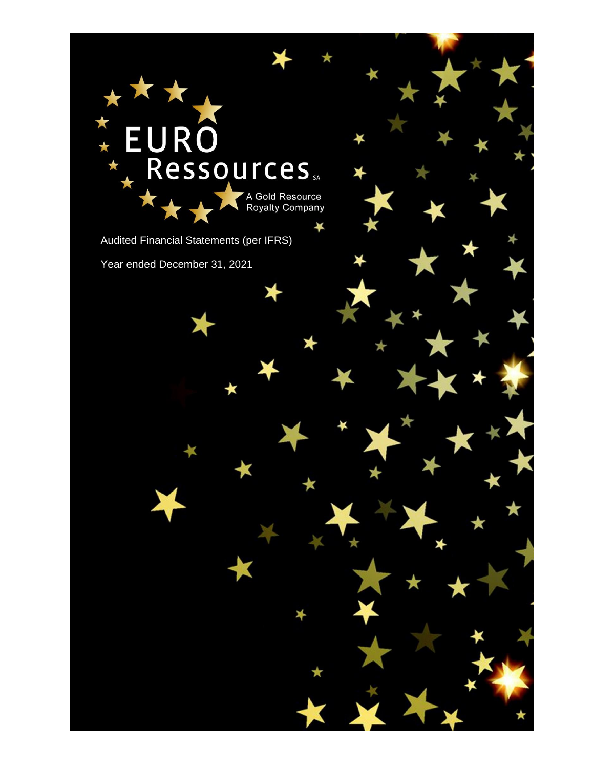EURO Ressources SA

A Gold Resource Royalty Company

Audited Financial Statements (per IFRS)

Year ended December 31, 2021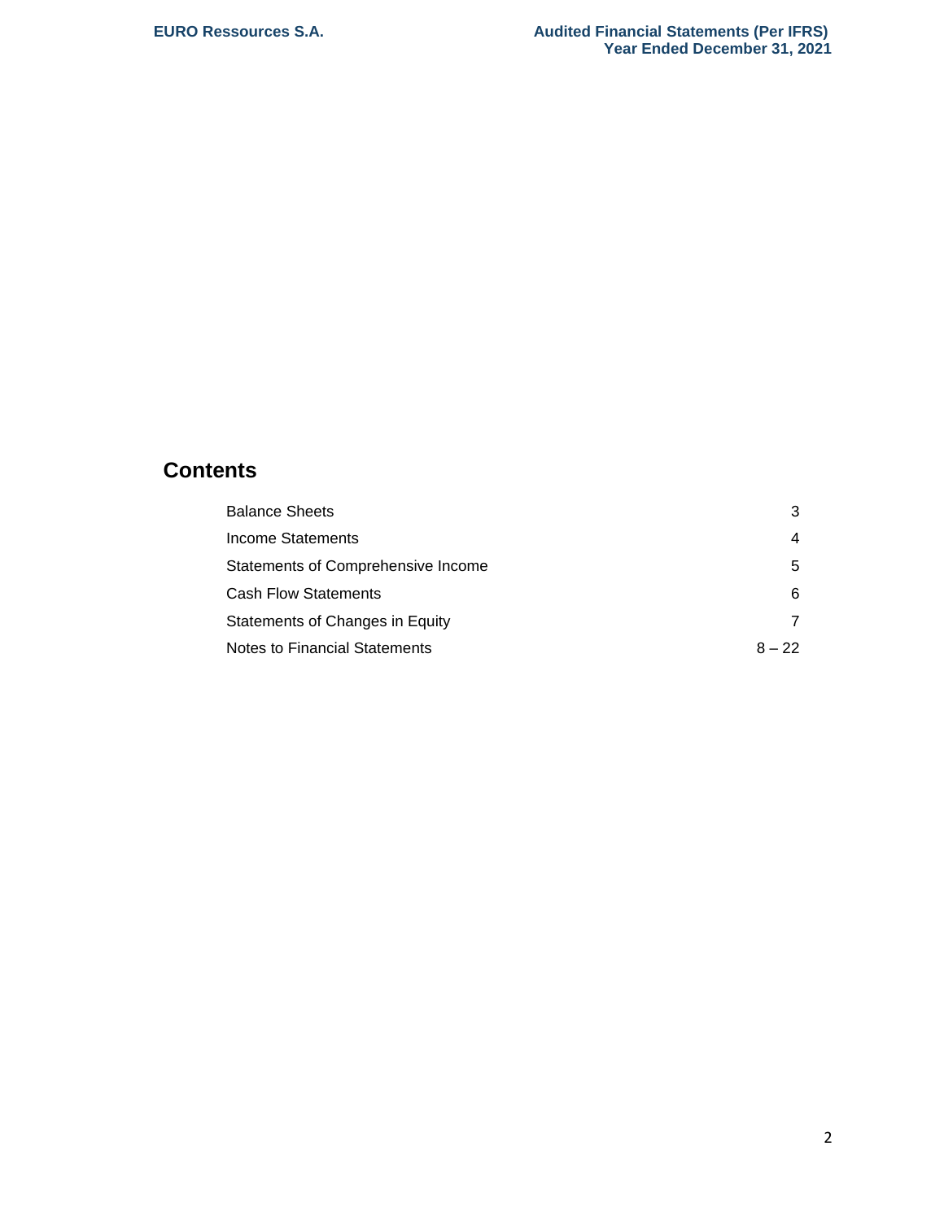## Contents

| | |
|---|---|
| Balance Sheets | 3 |
| Income Statements | 4 |
| Statements of Comprehensive Income | 5 |
| Cash Flow Statements | 6 |
| Statements of Changes in Equity | 7 |
| Notes to Financial Statements | 8 – 22 |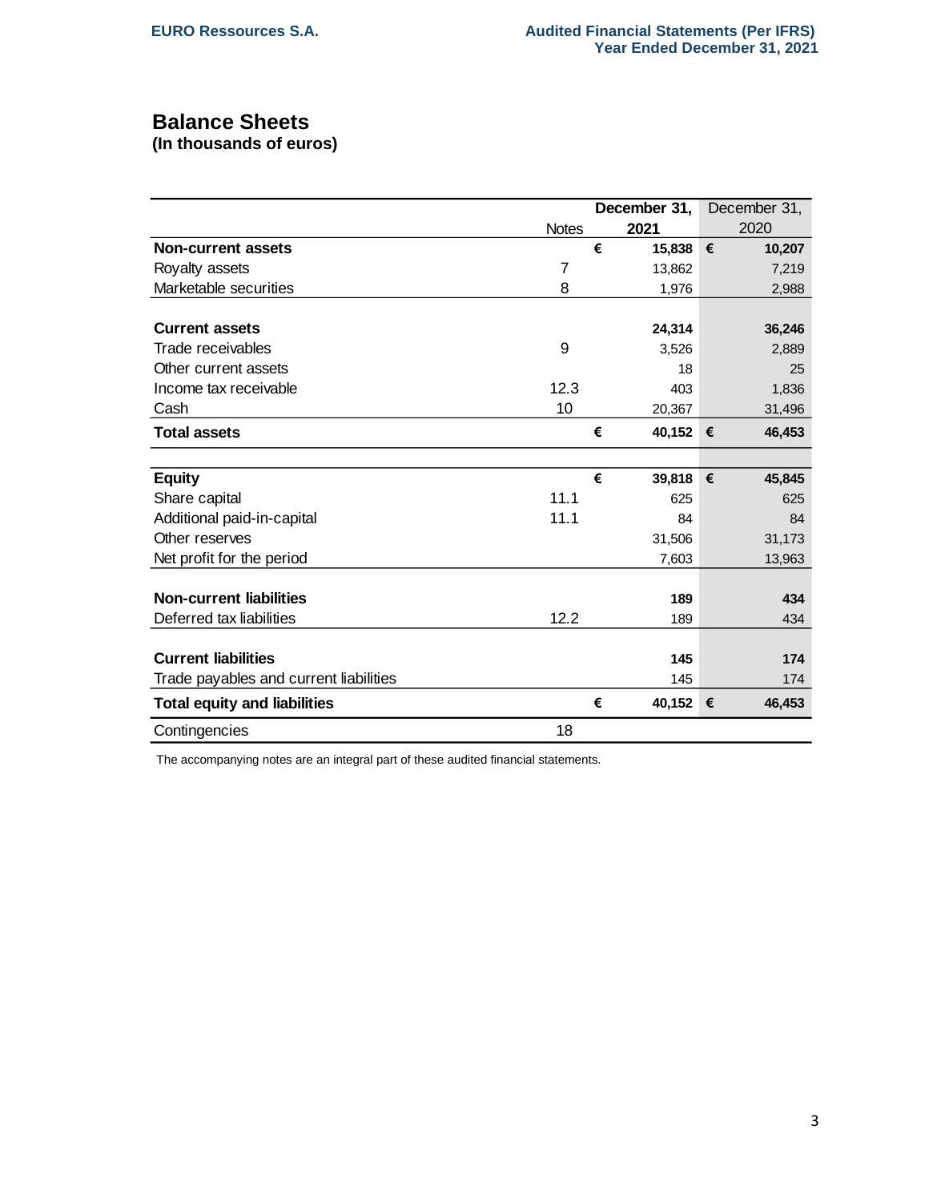## Balance Sheets

**(In thousands of euros)**

| | Notes | December 31, 2021 | December 31, 2020 |
|---|---|---|---|
| **Non-current assets** | | **€ 15,838** | **€ 10,207** |
| Royalty assets | 7 | 13,862 | 7,219 |
| Marketable securities | 8 | 1,976 | 2,988 |
| | | | |
| **Current assets** | | **24,314** | **36,246** |
| Trade receivables | 9 | 3,526 | 2,889 |
| Other current assets | | 18 | 25 |
| Income tax receivable | 12.3 | 403 | 1,836 |
| Cash | 10 | 20,367 | 31,496 |
| **Total assets** | | **€ 40,152** | **€ 46,453** |
| | | | |
| **Equity** | | **€ 39,818** | **€ 45,845** |
| Share capital | 11.1 | 625 | 625 |
| Additional paid-in-capital | 11.1 | 84 | 84 |
| Other reserves | | 31,506 | 31,173 |
| Net profit for the period | | 7,603 | 13,963 |
| | | | |
| **Non-current liabilities** | | **189** | **434** |
| Deferred tax liabilities | 12.2 | 189 | 434 |
| | | | |
| **Current liabilities** | | **145** | **174** |
| Trade payables and current liabilities | | 145 | 174 |
| **Total equity and liabilities** | | **€ 40,152** | **€ 46,453** |
| Contingencies | 18 | | |

The accompanying notes are an integral part of these audited financial statements.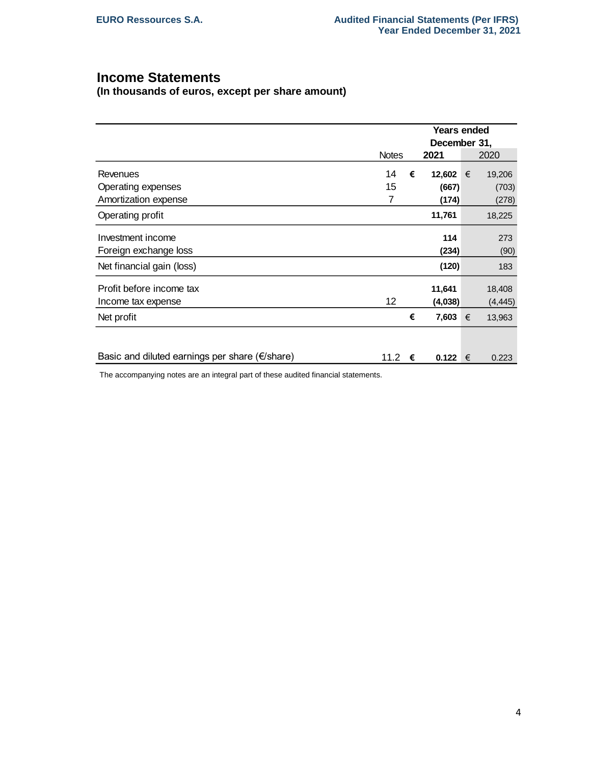## Income Statements
**(In thousands of euros, except per share amount)**

| | Notes | Years ended December 31, 2021 | 2020 |
|---|---|---|---|
| Revenues | 14 | € **12,602** | € 19,206 |
| Operating expenses | 15 | **(667)** | (703) |
| Amortization expense | 7 | **(174)** | (278) |
| Operating profit | | **11,761** | 18,225 |
| Investment income | | **114** | 273 |
| Foreign exchange loss | | **(234)** | (90) |
| Net financial gain (loss) | | **(120)** | 183 |
| Profit before income tax | | **11,641** | 18,408 |
| Income tax expense | 12 | **(4,038)** | (4,445) |
| Net profit | | € **7,603** | € 13,963 |
| Basic and diluted earnings per share (€/share) | 11.2 | € **0.122** | € 0.223 |

The accompanying notes are an integral part of these audited financial statements.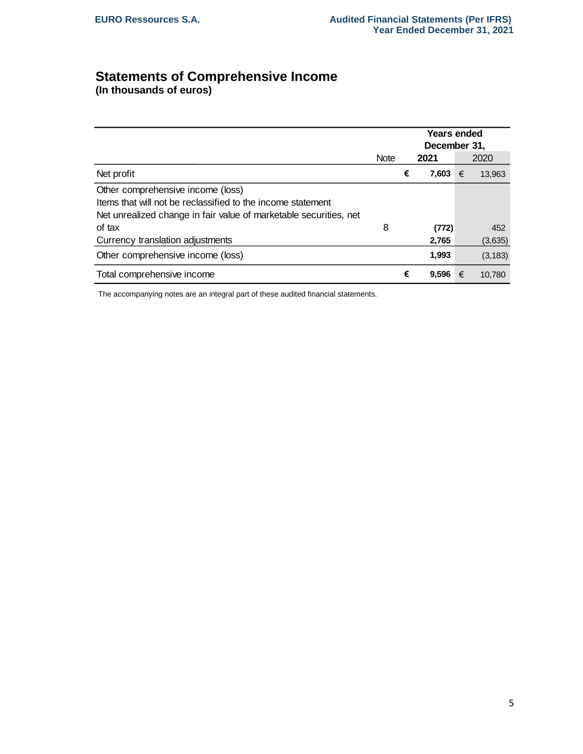## Statements of Comprehensive Income

**(In thousands of euros)**

| | Note | Years ended December 31, 2021 | 2020 |
|---|---|---|---|
| Net profit | | € **7,603** | € 13,963 |
| Other comprehensive income (loss) | | | |
| Items that will not be reclassified to the income statement | | | |
| Net unrealized change in fair value of marketable securities, net of tax | 8 | **(772)** | 452 |
| Currency translation adjustments | | **2,765** | (3,635) |
| Other comprehensive income (loss) | | **1,993** | (3,183) |
| Total comprehensive income | | € **9,596** | € 10,780 |

The accompanying notes are an integral part of these audited financial statements.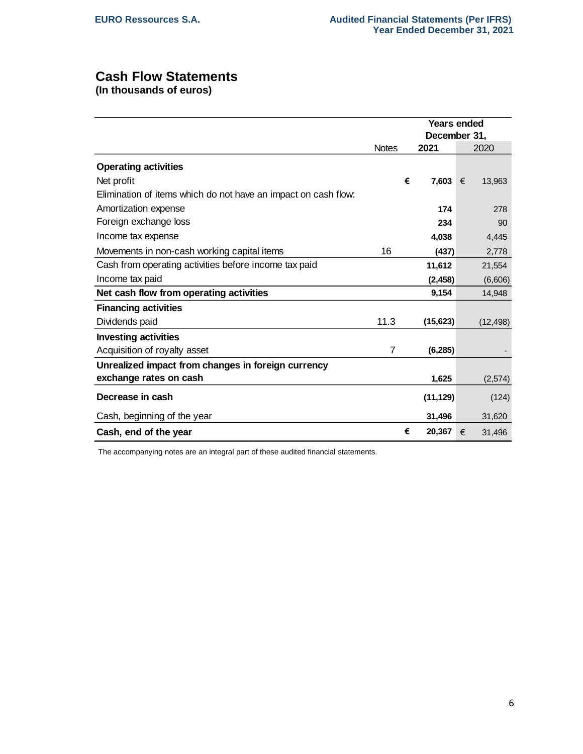## Cash Flow Statements

**(In thousands of euros)**

| | Notes | Years ended December 31, 2021 | 2020 |
|---|---|---|---|
| **Operating activities** | | | |
| Net profit | | € 7,603 | € 13,963 |
| Elimination of items which do not have an impact on cash flow: | | | |
| Amortization expense | | 174 | 278 |
| Foreign exchange loss | | 234 | 90 |
| Income tax expense | | 4,038 | 4,445 |
| Movements in non-cash working capital items | 16 | (437) | 2,778 |
| Cash from operating activities before income tax paid | | 11,612 | 21,554 |
| Income tax paid | | (2,458) | (6,606) |
| **Net cash flow from operating activities** | | 9,154 | 14,948 |
| **Financing activities** | | | |
| Dividends paid | 11.3 | (15,623) | (12,498) |
| **Investing activities** | | | |
| Acquisition of royalty asset | 7 | (6,285) | - |
| **Unrealized impact from changes in foreign currency exchange rates on cash** | | 1,625 | (2,574) |
| **Decrease in cash** | | (11,129) | (124) |
| Cash, beginning of the year | | 31,496 | 31,620 |
| **Cash, end of the year** | | € 20,367 | € 31,496 |

The accompanying notes are an integral part of these audited financial statements.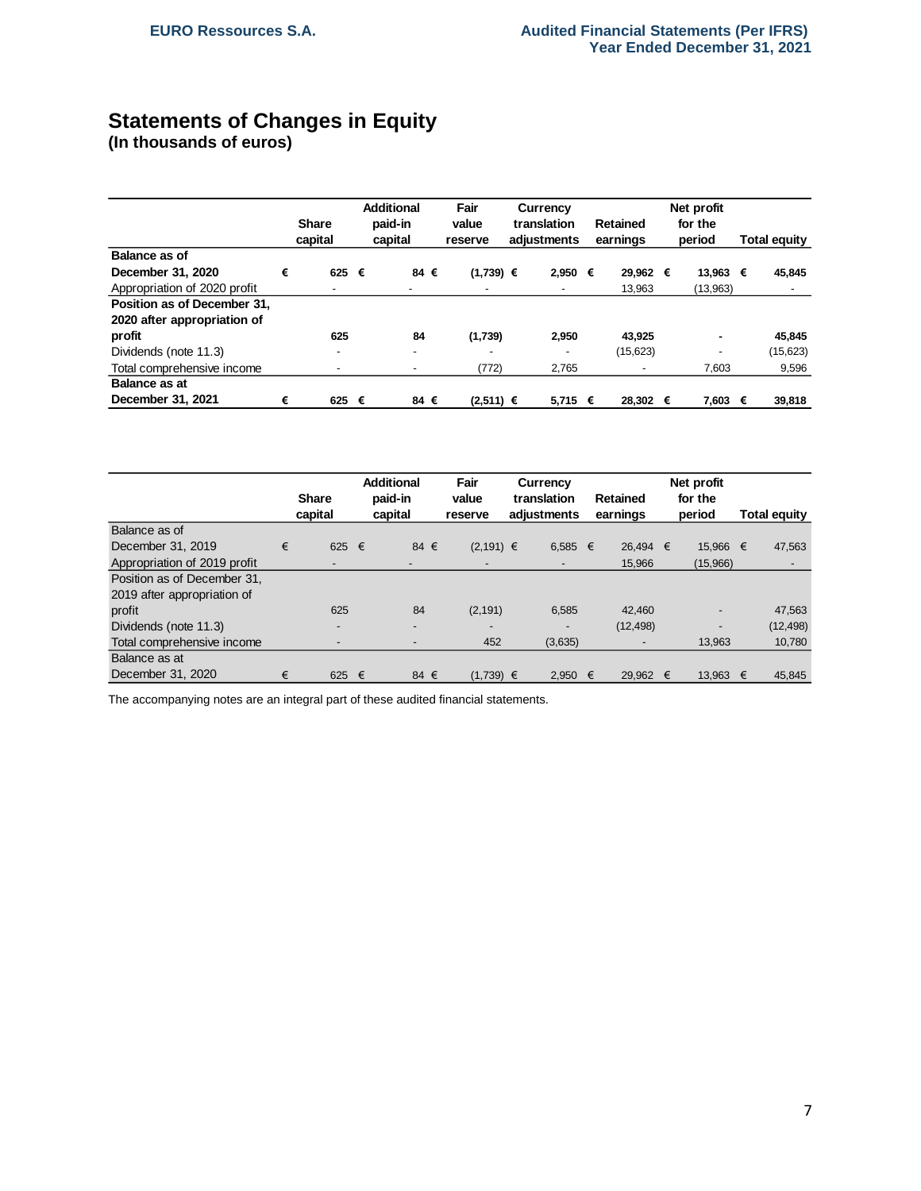## Statements of Changes in Equity

### (In thousands of euros)

| | Share capital | Additional paid-in capital | Fair value reserve | Currency translation adjustments | Retained earnings | Net profit for the period | Total equity |
|---|---|---|---|---|---|---|---|
| **Balance as of December 31, 2020** | **€ 625** | **€ 84** | **€ (1,739)** | **€ 2,950** | **€ 29,962** | **€ 13,963** | **€ 45,845** |
| Appropriation of 2020 profit | - | - | - | - | 13,963 | (13,963) | - |
| **Position as of December 31, 2020 after appropriation of profit** | **625** | **84** | **(1,739)** | **2,950** | **43,925** | **-** | **45,845** |
| Dividends (note 11.3) | - | - | - | - | (15,623) | - | (15,623) |
| Total comprehensive income | - | - | (772) | 2,765 | - | 7,603 | 9,596 |
| **Balance as at December 31, 2021** | **€ 625** | **€ 84** | **€ (2,511)** | **€ 5,715** | **€ 28,302** | **€ 7,603** | **€ 39,818** |

| | Share capital | Additional paid-in capital | Fair value reserve | Currency translation adjustments | Retained earnings | Net profit for the period | Total equity |
|---|---|---|---|---|---|---|---|
| Balance as of December 31, 2019 | € 625 | € 84 | € (2,191) | € 6,585 | € 26,494 | € 15,966 | € 47,563 |
| Appropriation of 2019 profit | - | - | - | - | 15,966 | (15,966) | - |
| Position as of December 31, 2019 after appropriation of profit | 625 | 84 | (2,191) | 6,585 | 42,460 | - | 47,563 |
| Dividends (note 11.3) | - | - | - | - | (12,498) | - | (12,498) |
| Total comprehensive income | - | - | 452 | (3,635) | - | 13,963 | 10,780 |
| Balance as at December 31, 2020 | € 625 | € 84 | € (1,739) | € 2,950 | € 29,962 | € 13,963 | € 45,845 |

The accompanying notes are an integral part of these audited financial statements.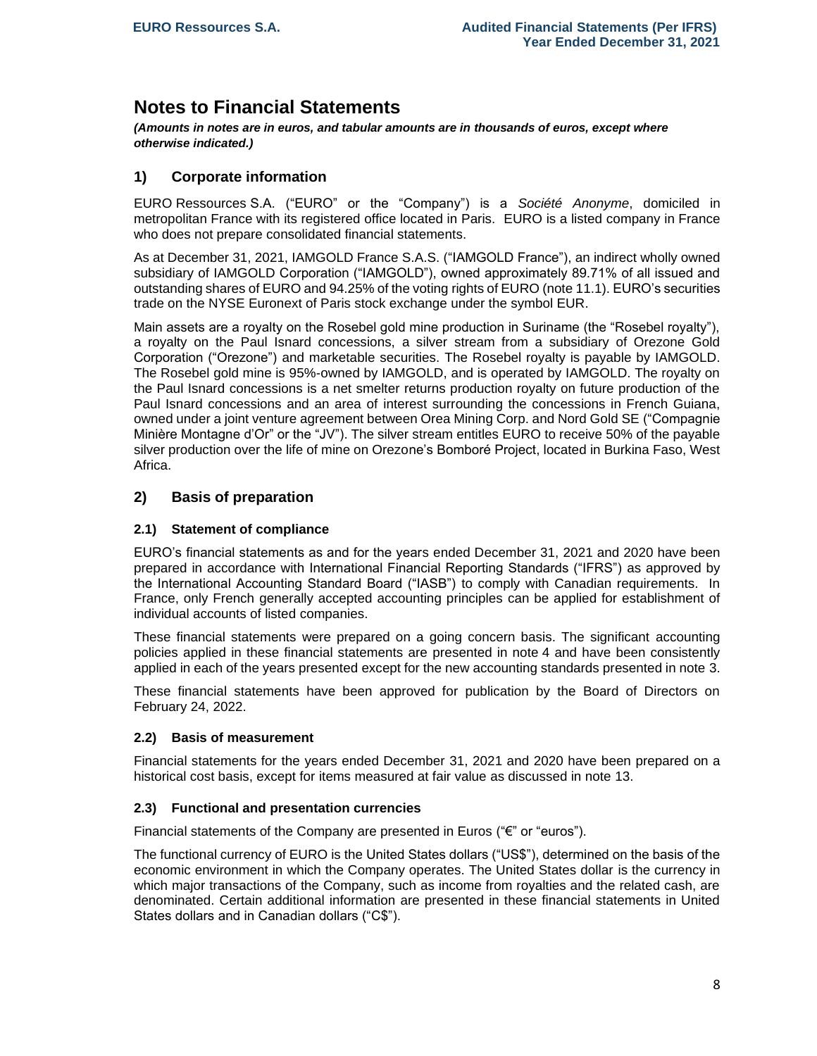# Notes to Financial Statements

***(Amounts in notes are in euros, and tabular amounts are in thousands of euros, except where otherwise indicated.)***

## 1) Corporate information

EURO Ressources S.A. ("EURO" or the "Company") is a *Société Anonyme*, domiciled in metropolitan France with its registered office located in Paris. EURO is a listed company in France who does not prepare consolidated financial statements.

As at December 31, 2021, IAMGOLD France S.A.S. ("IAMGOLD France"), an indirect wholly owned subsidiary of IAMGOLD Corporation ("IAMGOLD"), owned approximately 89.71% of all issued and outstanding shares of EURO and 94.25% of the voting rights of EURO (note 11.1). EURO's securities trade on the NYSE Euronext of Paris stock exchange under the symbol EUR.

Main assets are a royalty on the Rosebel gold mine production in Suriname (the "Rosebel royalty"), a royalty on the Paul Isnard concessions, a silver stream from a subsidiary of Orezone Gold Corporation ("Orezone") and marketable securities. The Rosebel royalty is payable by IAMGOLD. The Rosebel gold mine is 95%-owned by IAMGOLD, and is operated by IAMGOLD. The royalty on the Paul Isnard concessions is a net smelter returns production royalty on future production of the Paul Isnard concessions and an area of interest surrounding the concessions in French Guiana, owned under a joint venture agreement between Orea Mining Corp. and Nord Gold SE ("Compagnie Minière Montagne d'Or" or the "JV"). The silver stream entitles EURO to receive 50% of the payable silver production over the life of mine on Orezone's Bomboré Project, located in Burkina Faso, West Africa.

## 2) Basis of preparation

### 2.1) Statement of compliance

EURO's financial statements as and for the years ended December 31, 2021 and 2020 have been prepared in accordance with International Financial Reporting Standards ("IFRS") as approved by the International Accounting Standard Board ("IASB") to comply with Canadian requirements. In France, only French generally accepted accounting principles can be applied for establishment of individual accounts of listed companies.

These financial statements were prepared on a going concern basis. The significant accounting policies applied in these financial statements are presented in note 4 and have been consistently applied in each of the years presented except for the new accounting standards presented in note 3.

These financial statements have been approved for publication by the Board of Directors on February 24, 2022.

### 2.2) Basis of measurement

Financial statements for the years ended December 31, 2021 and 2020 have been prepared on a historical cost basis, except for items measured at fair value as discussed in note 13.

### 2.3) Functional and presentation currencies

Financial statements of the Company are presented in Euros ("€" or "euros").

The functional currency of EURO is the United States dollars ("US$"), determined on the basis of the economic environment in which the Company operates. The United States dollar is the currency in which major transactions of the Company, such as income from royalties and the related cash, are denominated. Certain additional information are presented in these financial statements in United States dollars and in Canadian dollars ("C$").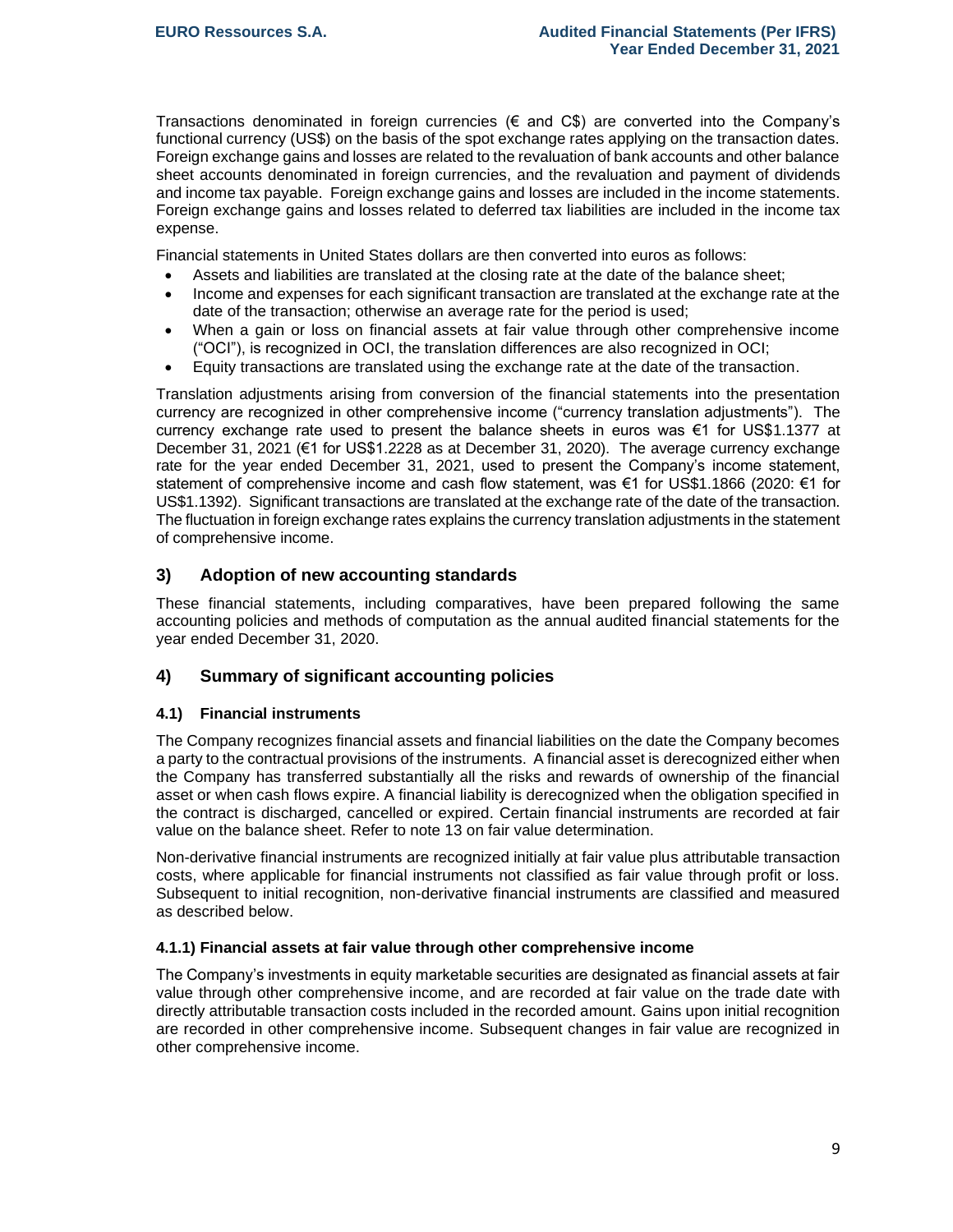Transactions denominated in foreign currencies (€ and C$) are converted into the Company's functional currency (US$) on the basis of the spot exchange rates applying on the transaction dates. Foreign exchange gains and losses are related to the revaluation of bank accounts and other balance sheet accounts denominated in foreign currencies, and the revaluation and payment of dividends and income tax payable. Foreign exchange gains and losses are included in the income statements. Foreign exchange gains and losses related to deferred tax liabilities are included in the income tax expense.

Financial statements in United States dollars are then converted into euros as follows:

- Assets and liabilities are translated at the closing rate at the date of the balance sheet;
- Income and expenses for each significant transaction are translated at the exchange rate at the date of the transaction; otherwise an average rate for the period is used;
- When a gain or loss on financial assets at fair value through other comprehensive income ("OCI"), is recognized in OCI, the translation differences are also recognized in OCI;
- Equity transactions are translated using the exchange rate at the date of the transaction.

Translation adjustments arising from conversion of the financial statements into the presentation currency are recognized in other comprehensive income ("currency translation adjustments"). The currency exchange rate used to present the balance sheets in euros was €1 for US$1.1377 at December 31, 2021 (€1 for US$1.2228 as at December 31, 2020). The average currency exchange rate for the year ended December 31, 2021, used to present the Company's income statement, statement of comprehensive income and cash flow statement, was €1 for US$1.1866 (2020: €1 for US$1.1392). Significant transactions are translated at the exchange rate of the date of the transaction. The fluctuation in foreign exchange rates explains the currency translation adjustments in the statement of comprehensive income.

## 3) Adoption of new accounting standards

These financial statements, including comparatives, have been prepared following the same accounting policies and methods of computation as the annual audited financial statements for the year ended December 31, 2020.

## 4) Summary of significant accounting policies

### 4.1) Financial instruments

The Company recognizes financial assets and financial liabilities on the date the Company becomes a party to the contractual provisions of the instruments. A financial asset is derecognized either when the Company has transferred substantially all the risks and rewards of ownership of the financial asset or when cash flows expire. A financial liability is derecognized when the obligation specified in the contract is discharged, cancelled or expired. Certain financial instruments are recorded at fair value on the balance sheet. Refer to note 13 on fair value determination.

Non-derivative financial instruments are recognized initially at fair value plus attributable transaction costs, where applicable for financial instruments not classified as fair value through profit or loss. Subsequent to initial recognition, non-derivative financial instruments are classified and measured as described below.

#### 4.1.1) Financial assets at fair value through other comprehensive income

The Company's investments in equity marketable securities are designated as financial assets at fair value through other comprehensive income, and are recorded at fair value on the trade date with directly attributable transaction costs included in the recorded amount. Gains upon initial recognition are recorded in other comprehensive income. Subsequent changes in fair value are recognized in other comprehensive income.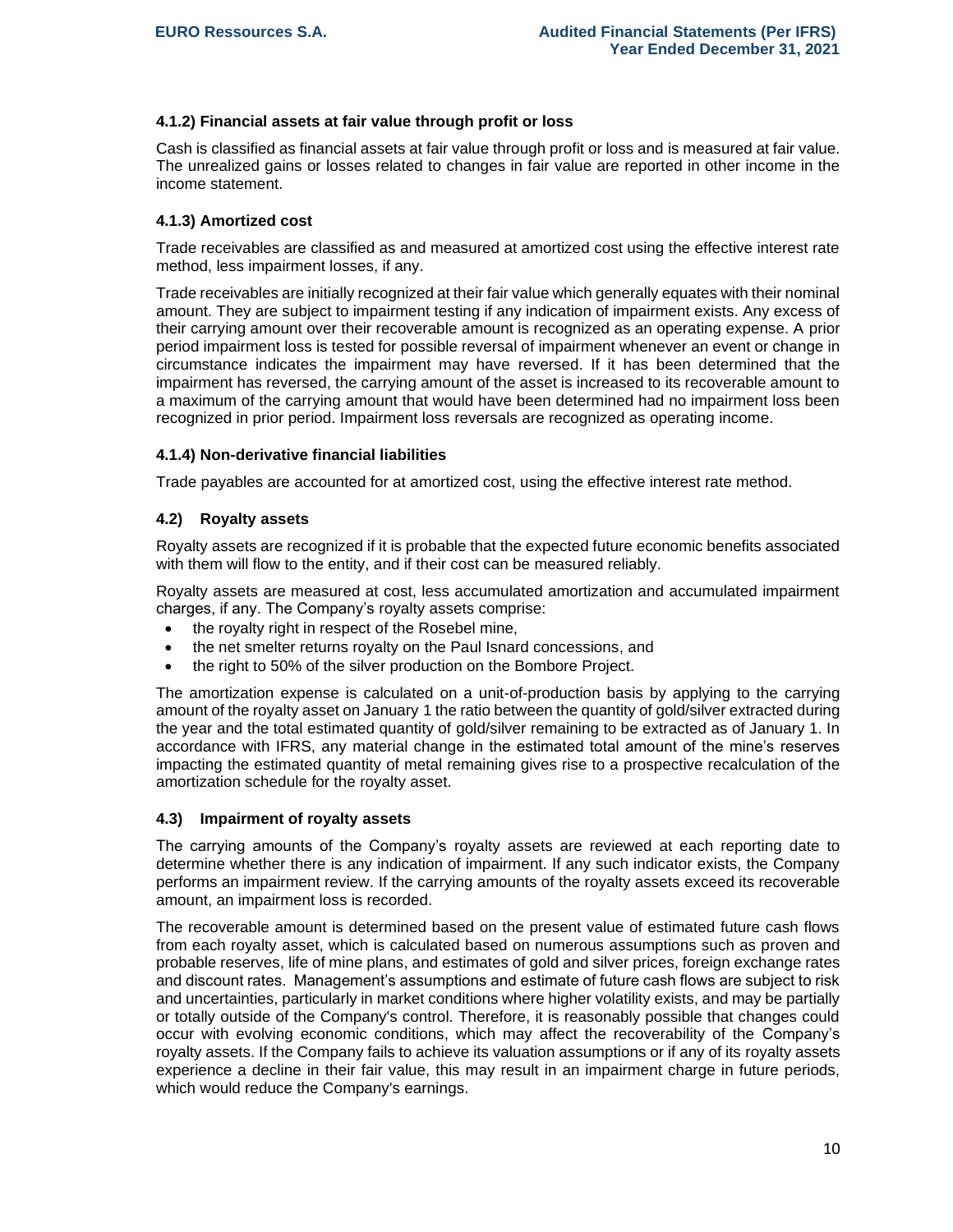#### 4.1.2) Financial assets at fair value through profit or loss

Cash is classified as financial assets at fair value through profit or loss and is measured at fair value. The unrealized gains or losses related to changes in fair value are reported in other income in the income statement.

#### 4.1.3) Amortized cost

Trade receivables are classified as and measured at amortized cost using the effective interest rate method, less impairment losses, if any.

Trade receivables are initially recognized at their fair value which generally equates with their nominal amount. They are subject to impairment testing if any indication of impairment exists. Any excess of their carrying amount over their recoverable amount is recognized as an operating expense. A prior period impairment loss is tested for possible reversal of impairment whenever an event or change in circumstance indicates the impairment may have reversed. If it has been determined that the impairment has reversed, the carrying amount of the asset is increased to its recoverable amount to a maximum of the carrying amount that would have been determined had no impairment loss been recognized in prior period. Impairment loss reversals are recognized as operating income.

#### 4.1.4) Non-derivative financial liabilities

Trade payables are accounted for at amortized cost, using the effective interest rate method.

### 4.2) Royalty assets

Royalty assets are recognized if it is probable that the expected future economic benefits associated with them will flow to the entity, and if their cost can be measured reliably.

Royalty assets are measured at cost, less accumulated amortization and accumulated impairment charges, if any. The Company's royalty assets comprise:

- the royalty right in respect of the Rosebel mine,
- the net smelter returns royalty on the Paul Isnard concessions, and
- the right to 50% of the silver production on the Bombore Project.

The amortization expense is calculated on a unit-of-production basis by applying to the carrying amount of the royalty asset on January 1 the ratio between the quantity of gold/silver extracted during the year and the total estimated quantity of gold/silver remaining to be extracted as of January 1. In accordance with IFRS, any material change in the estimated total amount of the mine's reserves impacting the estimated quantity of metal remaining gives rise to a prospective recalculation of the amortization schedule for the royalty asset.

### 4.3) Impairment of royalty assets

The carrying amounts of the Company's royalty assets are reviewed at each reporting date to determine whether there is any indication of impairment. If any such indicator exists, the Company performs an impairment review. If the carrying amounts of the royalty assets exceed its recoverable amount, an impairment loss is recorded.

The recoverable amount is determined based on the present value of estimated future cash flows from each royalty asset, which is calculated based on numerous assumptions such as proven and probable reserves, life of mine plans, and estimates of gold and silver prices, foreign exchange rates and discount rates. Management's assumptions and estimate of future cash flows are subject to risk and uncertainties, particularly in market conditions where higher volatility exists, and may be partially or totally outside of the Company's control. Therefore, it is reasonably possible that changes could occur with evolving economic conditions, which may affect the recoverability of the Company's royalty assets. If the Company fails to achieve its valuation assumptions or if any of its royalty assets experience a decline in their fair value, this may result in an impairment charge in future periods, which would reduce the Company's earnings.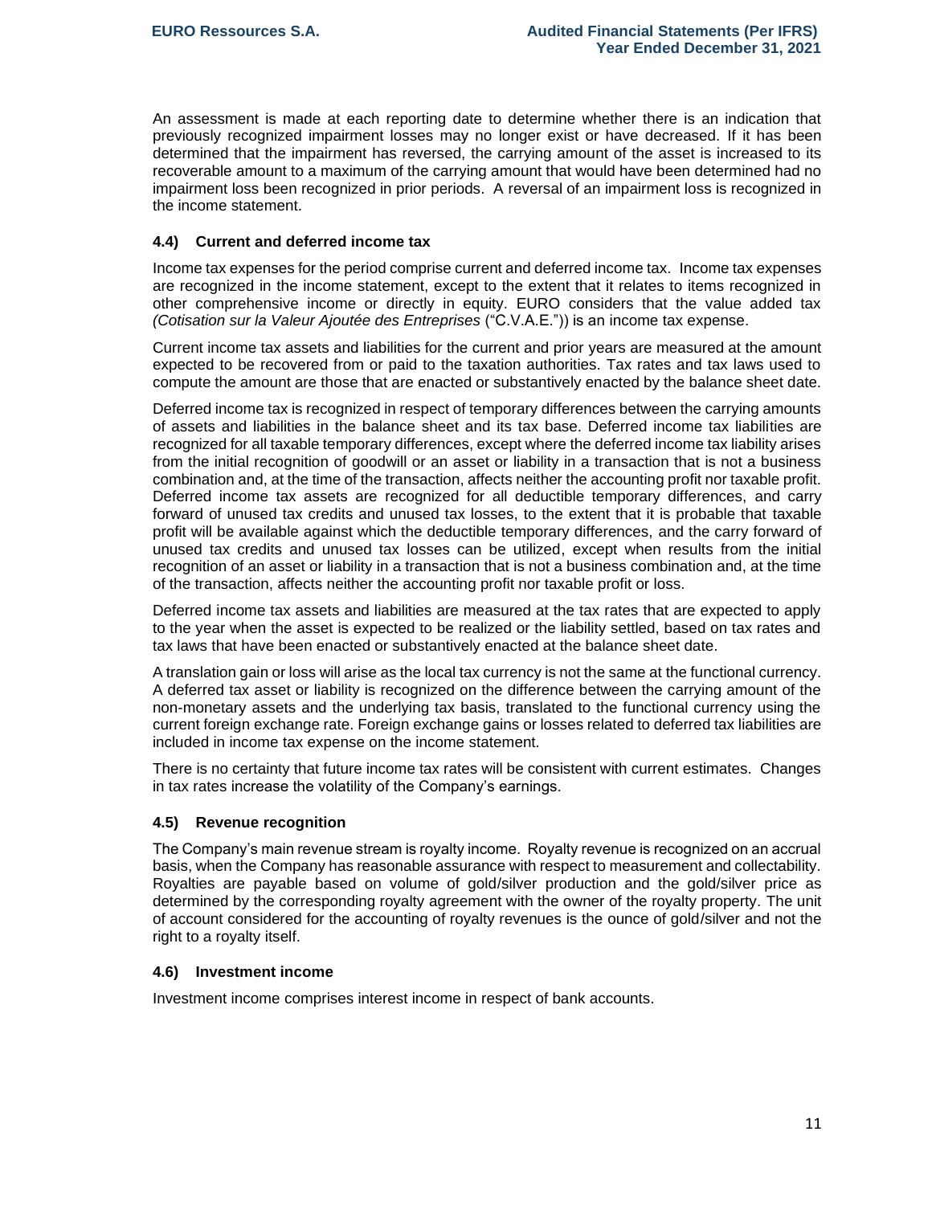An assessment is made at each reporting date to determine whether there is an indication that previously recognized impairment losses may no longer exist or have decreased. If it has been determined that the impairment has reversed, the carrying amount of the asset is increased to its recoverable amount to a maximum of the carrying amount that would have been determined had no impairment loss been recognized in prior periods. A reversal of an impairment loss is recognized in the income statement.

### 4.4) Current and deferred income tax

Income tax expenses for the period comprise current and deferred income tax. Income tax expenses are recognized in the income statement, except to the extent that it relates to items recognized in other comprehensive income or directly in equity. EURO considers that the value added tax *(Cotisation sur la Valeur Ajoutée des Entreprises* ("C.V.A.E.")) is an income tax expense.

Current income tax assets and liabilities for the current and prior years are measured at the amount expected to be recovered from or paid to the taxation authorities. Tax rates and tax laws used to compute the amount are those that are enacted or substantively enacted by the balance sheet date.

Deferred income tax is recognized in respect of temporary differences between the carrying amounts of assets and liabilities in the balance sheet and its tax base. Deferred income tax liabilities are recognized for all taxable temporary differences, except where the deferred income tax liability arises from the initial recognition of goodwill or an asset or liability in a transaction that is not a business combination and, at the time of the transaction, affects neither the accounting profit nor taxable profit. Deferred income tax assets are recognized for all deductible temporary differences, and carry forward of unused tax credits and unused tax losses, to the extent that it is probable that taxable profit will be available against which the deductible temporary differences, and the carry forward of unused tax credits and unused tax losses can be utilized, except when results from the initial recognition of an asset or liability in a transaction that is not a business combination and, at the time of the transaction, affects neither the accounting profit nor taxable profit or loss.

Deferred income tax assets and liabilities are measured at the tax rates that are expected to apply to the year when the asset is expected to be realized or the liability settled, based on tax rates and tax laws that have been enacted or substantively enacted at the balance sheet date.

A translation gain or loss will arise as the local tax currency is not the same at the functional currency. A deferred tax asset or liability is recognized on the difference between the carrying amount of the non-monetary assets and the underlying tax basis, translated to the functional currency using the current foreign exchange rate. Foreign exchange gains or losses related to deferred tax liabilities are included in income tax expense on the income statement.

There is no certainty that future income tax rates will be consistent with current estimates. Changes in tax rates increase the volatility of the Company's earnings.

### 4.5) Revenue recognition

The Company's main revenue stream is royalty income. Royalty revenue is recognized on an accrual basis, when the Company has reasonable assurance with respect to measurement and collectability. Royalties are payable based on volume of gold/silver production and the gold/silver price as determined by the corresponding royalty agreement with the owner of the royalty property. The unit of account considered for the accounting of royalty revenues is the ounce of gold/silver and not the right to a royalty itself.

### 4.6) Investment income

Investment income comprises interest income in respect of bank accounts.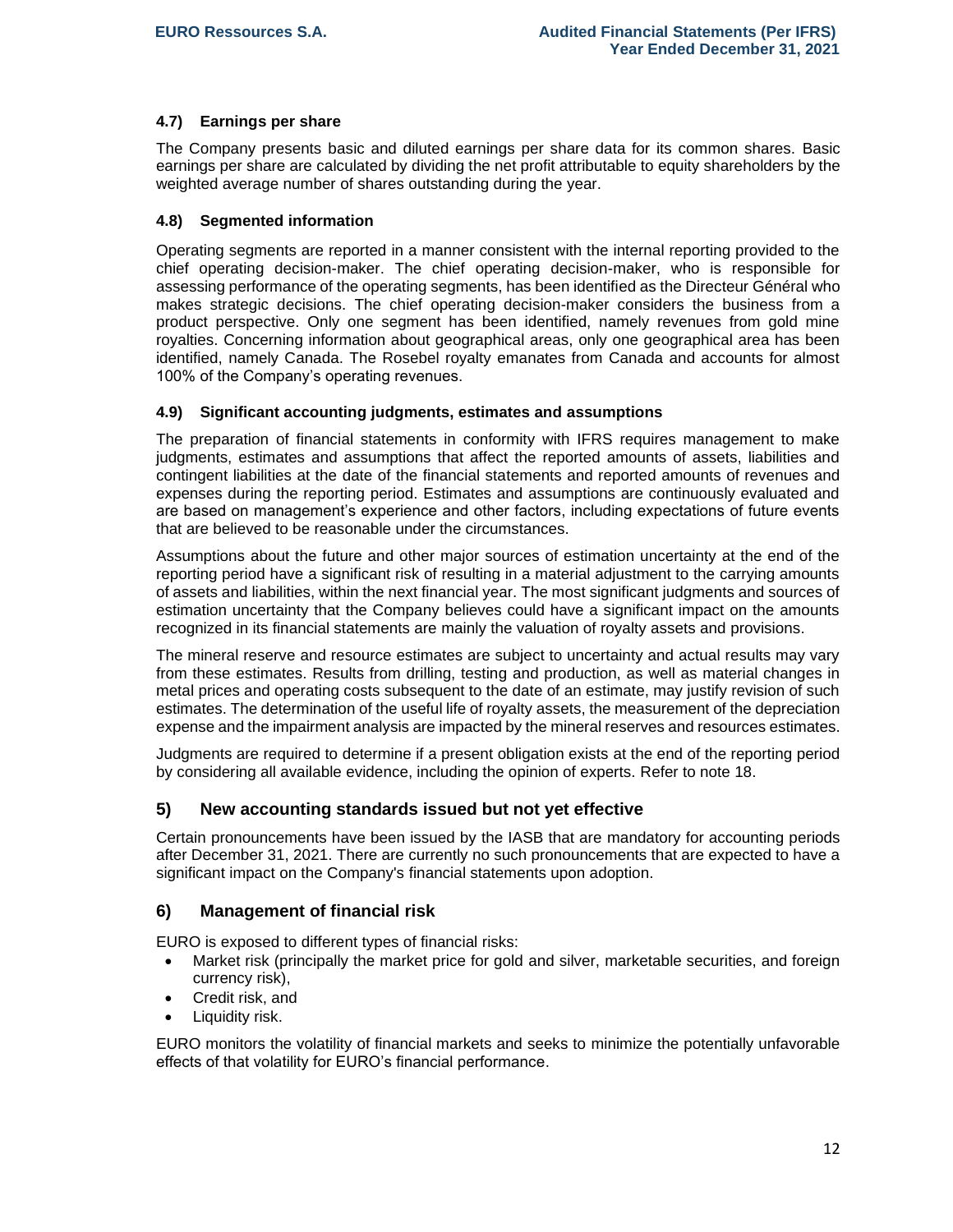### 4.7) Earnings per share

The Company presents basic and diluted earnings per share data for its common shares. Basic earnings per share are calculated by dividing the net profit attributable to equity shareholders by the weighted average number of shares outstanding during the year.

### 4.8) Segmented information

Operating segments are reported in a manner consistent with the internal reporting provided to the chief operating decision-maker. The chief operating decision-maker, who is responsible for assessing performance of the operating segments, has been identified as the Directeur Général who makes strategic decisions. The chief operating decision-maker considers the business from a product perspective. Only one segment has been identified, namely revenues from gold mine royalties. Concerning information about geographical areas, only one geographical area has been identified, namely Canada. The Rosebel royalty emanates from Canada and accounts for almost 100% of the Company's operating revenues.

### 4.9) Significant accounting judgments, estimates and assumptions

The preparation of financial statements in conformity with IFRS requires management to make judgments, estimates and assumptions that affect the reported amounts of assets, liabilities and contingent liabilities at the date of the financial statements and reported amounts of revenues and expenses during the reporting period. Estimates and assumptions are continuously evaluated and are based on management's experience and other factors, including expectations of future events that are believed to be reasonable under the circumstances.

Assumptions about the future and other major sources of estimation uncertainty at the end of the reporting period have a significant risk of resulting in a material adjustment to the carrying amounts of assets and liabilities, within the next financial year. The most significant judgments and sources of estimation uncertainty that the Company believes could have a significant impact on the amounts recognized in its financial statements are mainly the valuation of royalty assets and provisions.

The mineral reserve and resource estimates are subject to uncertainty and actual results may vary from these estimates. Results from drilling, testing and production, as well as material changes in metal prices and operating costs subsequent to the date of an estimate, may justify revision of such estimates. The determination of the useful life of royalty assets, the measurement of the depreciation expense and the impairment analysis are impacted by the mineral reserves and resources estimates.

Judgments are required to determine if a present obligation exists at the end of the reporting period by considering all available evidence, including the opinion of experts. Refer to note 18.

## 5) New accounting standards issued but not yet effective

Certain pronouncements have been issued by the IASB that are mandatory for accounting periods after December 31, 2021. There are currently no such pronouncements that are expected to have a significant impact on the Company's financial statements upon adoption.

## 6) Management of financial risk

EURO is exposed to different types of financial risks:

- Market risk (principally the market price for gold and silver, marketable securities, and foreign currency risk),
- Credit risk, and
- Liquidity risk.

EURO monitors the volatility of financial markets and seeks to minimize the potentially unfavorable effects of that volatility for EURO's financial performance.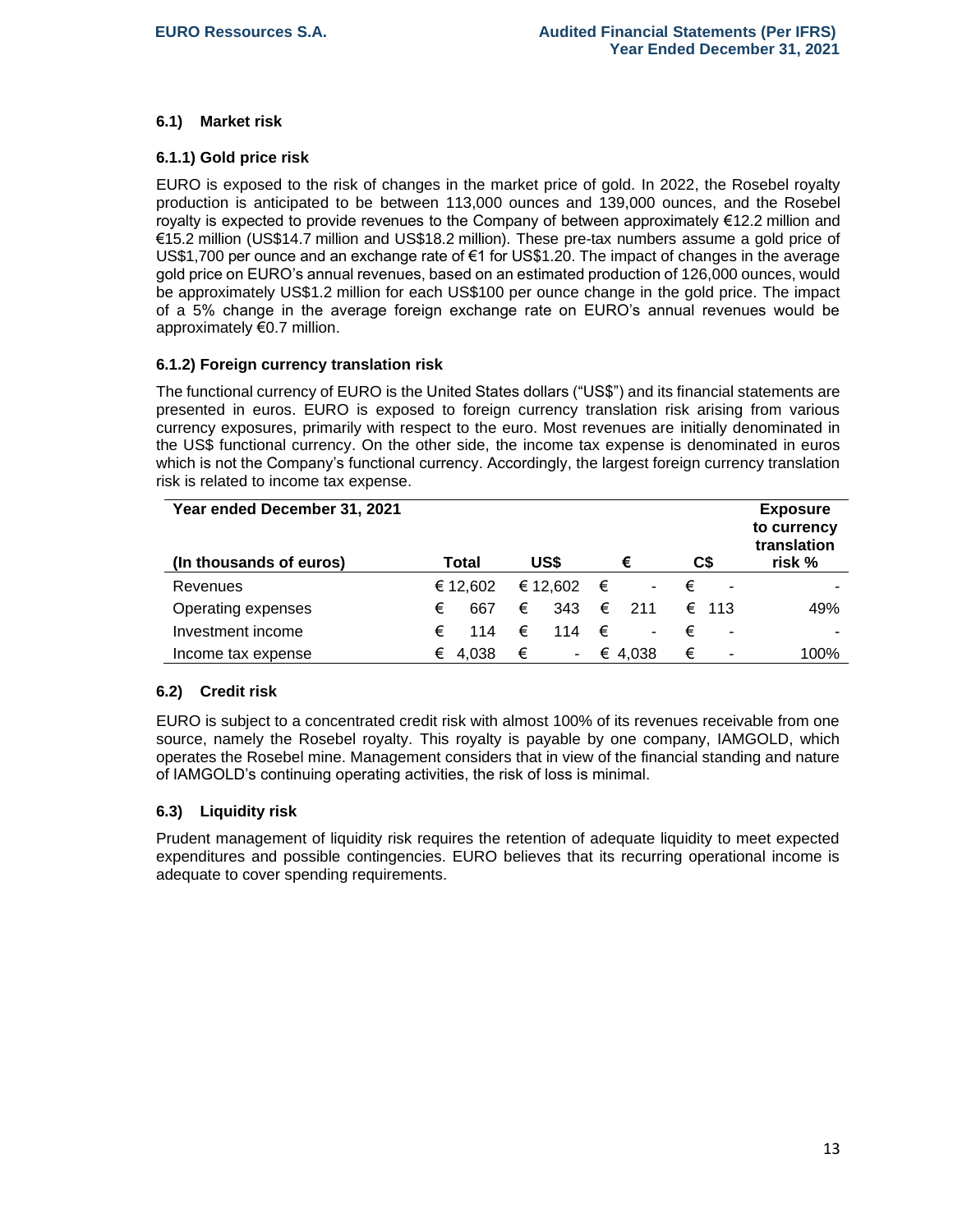### 6.1) Market risk

#### 6.1.1) Gold price risk

EURO is exposed to the risk of changes in the market price of gold. In 2022, the Rosebel royalty production is anticipated to be between 113,000 ounces and 139,000 ounces, and the Rosebel royalty is expected to provide revenues to the Company of between approximately €12.2 million and €15.2 million (US$14.7 million and US$18.2 million). These pre-tax numbers assume a gold price of US$1,700 per ounce and an exchange rate of €1 for US$1.20. The impact of changes in the average gold price on EURO's annual revenues, based on an estimated production of 126,000 ounces, would be approximately US$1.2 million for each US$100 per ounce change in the gold price. The impact of a 5% change in the average foreign exchange rate on EURO's annual revenues would be approximately €0.7 million.

#### 6.1.2) Foreign currency translation risk

The functional currency of EURO is the United States dollars ("US$") and its financial statements are presented in euros. EURO is exposed to foreign currency translation risk arising from various currency exposures, primarily with respect to the euro. Most revenues are initially denominated in the US$ functional currency. On the other side, the income tax expense is denominated in euros which is not the Company's functional currency. Accordingly, the largest foreign currency translation risk is related to income tax expense.

| Year ended December 31, 2021<br>(In thousands of euros) | Total | US$ | € | C$ | Exposure to currency translation risk % |
|---|---|---|---|---|---|
| Revenues | € 12,602 | € 12,602 | € - | € - | - |
| Operating expenses | € 667 | € 343 | € 211 | € 113 | 49% |
| Investment income | € 114 | € 114 | € - | € - | - |
| Income tax expense | € 4,038 | € - | € 4,038 | € - | 100% |

### 6.2) Credit risk

EURO is subject to a concentrated credit risk with almost 100% of its revenues receivable from one source, namely the Rosebel royalty. This royalty is payable by one company, IAMGOLD, which operates the Rosebel mine. Management considers that in view of the financial standing and nature of IAMGOLD's continuing operating activities, the risk of loss is minimal.

### 6.3) Liquidity risk

Prudent management of liquidity risk requires the retention of adequate liquidity to meet expected expenditures and possible contingencies. EURO believes that its recurring operational income is adequate to cover spending requirements.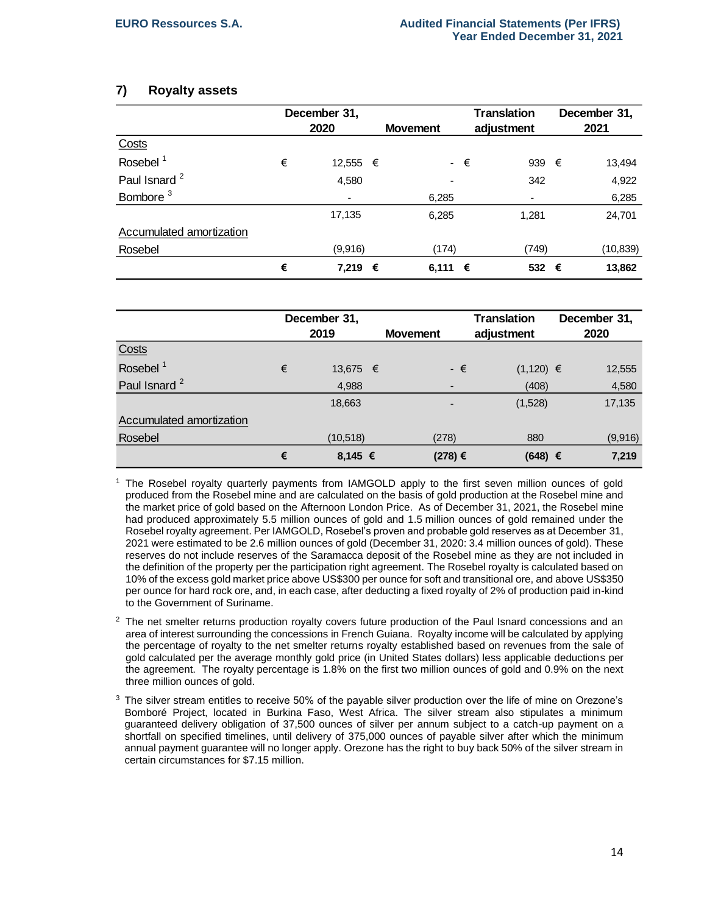## 7) Royalty assets

| | December 31, 2020 | Movement | Translation adjustment | December 31, 2021 |
|---|---|---|---|---|
| Costs | | | | |
| Rosebel [1] | € 12,555 | € - | € 939 | € 13,494 |
| Paul Isnard [2] | 4,580 | - | 342 | 4,922 |
| Bombore [3] | - | 6,285 | - | 6,285 |
| | 17,135 | 6,285 | 1,281 | 24,701 |
| Accumulated amortization | | | | |
| Rosebel | (9,916) | (174) | (749) | (10,839) |
| | **€ 7,219** | **€ 6,111** | **€ 532** | **€ 13,862** |

| | December 31, 2019 | Movement | Translation adjustment | December 31, 2020 |
|---|---|---|---|---|
| Costs | | | | |
| Rosebel [1] | € 13,675 | € - | € (1,120) | € 12,555 |
| Paul Isnard [2] | 4,988 | - | (408) | 4,580 |
| | 18,663 | - | (1,528) | 17,135 |
| Accumulated amortization | | | | |
| Rosebel | (10,518) | (278) | 880 | (9,916) |
| | **€ 8,145** | **€ (278)** | **€ (648)** | **€ 7,219** |

[1] The Rosebel royalty quarterly payments from IAMGOLD apply to the first seven million ounces of gold produced from the Rosebel mine and are calculated on the basis of gold production at the Rosebel mine and the market price of gold based on the Afternoon London Price. As of December 31, 2021, the Rosebel mine had produced approximately 5.5 million ounces of gold and 1.5 million ounces of gold remained under the Rosebel royalty agreement. Per IAMGOLD, Rosebel's proven and probable gold reserves as at December 31, 2021 were estimated to be 2.6 million ounces of gold (December 31, 2020: 3.4 million ounces of gold). These reserves do not include reserves of the Saramacca deposit of the Rosebel mine as they are not included in the definition of the property per the participation right agreement. The Rosebel royalty is calculated based on 10% of the excess gold market price above US$300 per ounce for soft and transitional ore, and above US$350 per ounce for hard rock ore, and, in each case, after deducting a fixed royalty of 2% of production paid in-kind to the Government of Suriname.

[2] The net smelter returns production royalty covers future production of the Paul Isnard concessions and an area of interest surrounding the concessions in French Guiana. Royalty income will be calculated by applying the percentage of royalty to the net smelter returns royalty established based on revenues from the sale of gold calculated per the average monthly gold price (in United States dollars) less applicable deductions per the agreement. The royalty percentage is 1.8% on the first two million ounces of gold and 0.9% on the next three million ounces of gold.

[3] The silver stream entitles to receive 50% of the payable silver production over the life of mine on Orezone's Bomboré Project, located in Burkina Faso, West Africa. The silver stream also stipulates a minimum guaranteed delivery obligation of 37,500 ounces of silver per annum subject to a catch-up payment on a shortfall on specified timelines, until delivery of 375,000 ounces of payable silver after which the minimum annual payment guarantee will no longer apply. Orezone has the right to buy back 50% of the silver stream in certain circumstances for $7.15 million.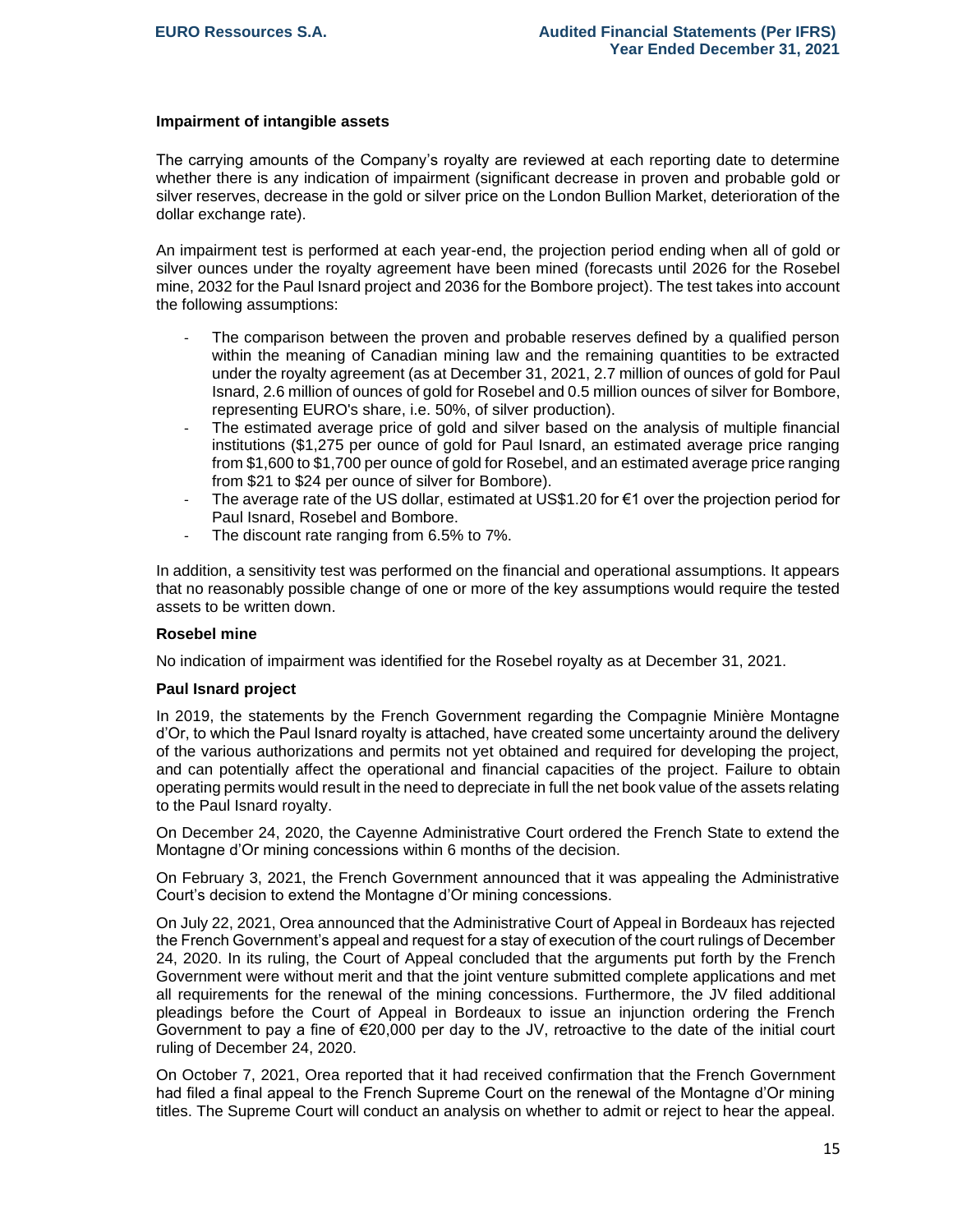### Impairment of intangible assets

The carrying amounts of the Company's royalty are reviewed at each reporting date to determine whether there is any indication of impairment (significant decrease in proven and probable gold or silver reserves, decrease in the gold or silver price on the London Bullion Market, deterioration of the dollar exchange rate).

An impairment test is performed at each year-end, the projection period ending when all of gold or silver ounces under the royalty agreement have been mined (forecasts until 2026 for the Rosebel mine, 2032 for the Paul Isnard project and 2036 for the Bombore project). The test takes into account the following assumptions:

- The comparison between the proven and probable reserves defined by a qualified person within the meaning of Canadian mining law and the remaining quantities to be extracted under the royalty agreement (as at December 31, 2021, 2.7 million of ounces of gold for Paul Isnard, 2.6 million of ounces of gold for Rosebel and 0.5 million ounces of silver for Bombore, representing EURO's share, i.e. 50%, of silver production).
- The estimated average price of gold and silver based on the analysis of multiple financial institutions ($1,275 per ounce of gold for Paul Isnard, an estimated average price ranging from $1,600 to $1,700 per ounce of gold for Rosebel, and an estimated average price ranging from $21 to $24 per ounce of silver for Bombore).
- The average rate of the US dollar, estimated at US$1.20 for €1 over the projection period for Paul Isnard, Rosebel and Bombore.
- The discount rate ranging from 6.5% to 7%.

In addition, a sensitivity test was performed on the financial and operational assumptions. It appears that no reasonably possible change of one or more of the key assumptions would require the tested assets to be written down.

### Rosebel mine

No indication of impairment was identified for the Rosebel royalty as at December 31, 2021.

### Paul Isnard project

In 2019, the statements by the French Government regarding the Compagnie Minière Montagne d'Or, to which the Paul Isnard royalty is attached, have created some uncertainty around the delivery of the various authorizations and permits not yet obtained and required for developing the project, and can potentially affect the operational and financial capacities of the project. Failure to obtain operating permits would result in the need to depreciate in full the net book value of the assets relating to the Paul Isnard royalty.

On December 24, 2020, the Cayenne Administrative Court ordered the French State to extend the Montagne d'Or mining concessions within 6 months of the decision.

On February 3, 2021, the French Government announced that it was appealing the Administrative Court's decision to extend the Montagne d'Or mining concessions.

On July 22, 2021, Orea announced that the Administrative Court of Appeal in Bordeaux has rejected the French Government's appeal and request for a stay of execution of the court rulings of December 24, 2020. In its ruling, the Court of Appeal concluded that the arguments put forth by the French Government were without merit and that the joint venture submitted complete applications and met all requirements for the renewal of the mining concessions. Furthermore, the JV filed additional pleadings before the Court of Appeal in Bordeaux to issue an injunction ordering the French Government to pay a fine of €20,000 per day to the JV, retroactive to the date of the initial court ruling of December 24, 2020.

On October 7, 2021, Orea reported that it had received confirmation that the French Government had filed a final appeal to the French Supreme Court on the renewal of the Montagne d'Or mining titles. The Supreme Court will conduct an analysis on whether to admit or reject to hear the appeal.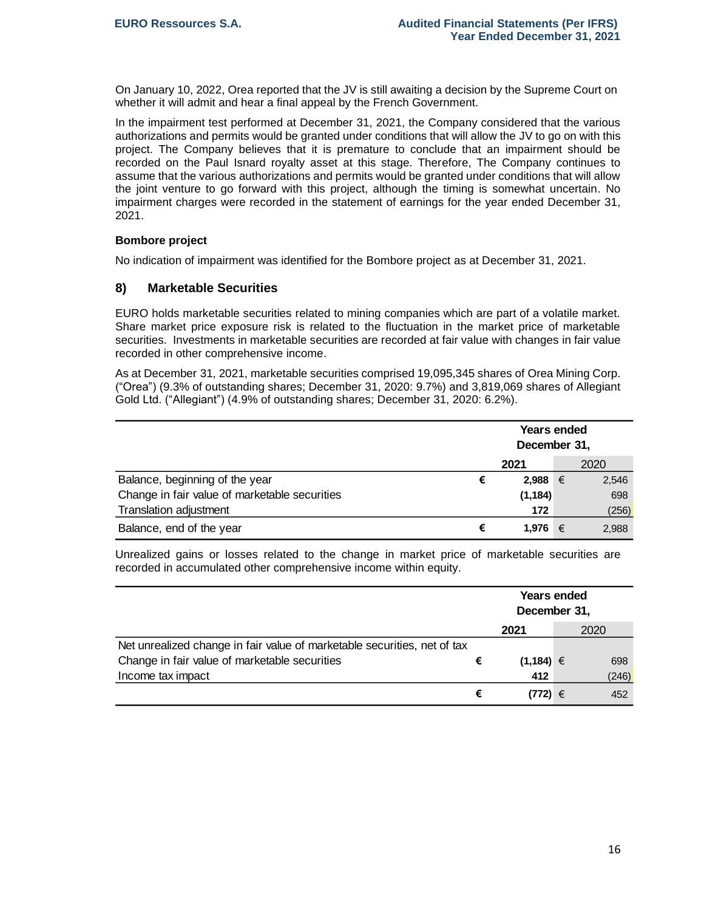On January 10, 2022, Orea reported that the JV is still awaiting a decision by the Supreme Court on whether it will admit and hear a final appeal by the French Government.

In the impairment test performed at December 31, 2021, the Company considered that the various authorizations and permits would be granted under conditions that will allow the JV to go on with this project. The Company believes that it is premature to conclude that an impairment should be recorded on the Paul Isnard royalty asset at this stage. Therefore, The Company continues to assume that the various authorizations and permits would be granted under conditions that will allow the joint venture to go forward with this project, although the timing is somewhat uncertain. No impairment charges were recorded in the statement of earnings for the year ended December 31, 2021.

**Bombore project**

No indication of impairment was identified for the Bombore project as at December 31, 2021.

## 8) Marketable Securities

EURO holds marketable securities related to mining companies which are part of a volatile market. Share market price exposure risk is related to the fluctuation in the market price of marketable securities. Investments in marketable securities are recorded at fair value with changes in fair value recorded in other comprehensive income.

As at December 31, 2021, marketable securities comprised 19,095,345 shares of Orea Mining Corp. ("Orea") (9.3% of outstanding shares; December 31, 2020: 9.7%) and 3,819,069 shares of Allegiant Gold Ltd. ("Allegiant") (4.9% of outstanding shares; December 31, 2020: 6.2%).

| | Years ended December 31, | |
|---|---|---|
| | **2021** | 2020 |
| Balance, beginning of the year | € **2,988** | € 2,546 |
| Change in fair value of marketable securities | **(1,184)** | 698 |
| Translation adjustment | **172** | (256) |
| Balance, end of the year | € **1,976** | € 2,988 |

Unrealized gains or losses related to the change in market price of marketable securities are recorded in accumulated other comprehensive income within equity.

| | Years ended December 31, | |
|---|---|---|
| | **2021** | 2020 |
| Net unrealized change in fair value of marketable securities, net of tax | | |
| Change in fair value of marketable securities | € **(1,184)** | € 698 |
| Income tax impact | **412** | (246) |
| | € **(772)** | € 452 |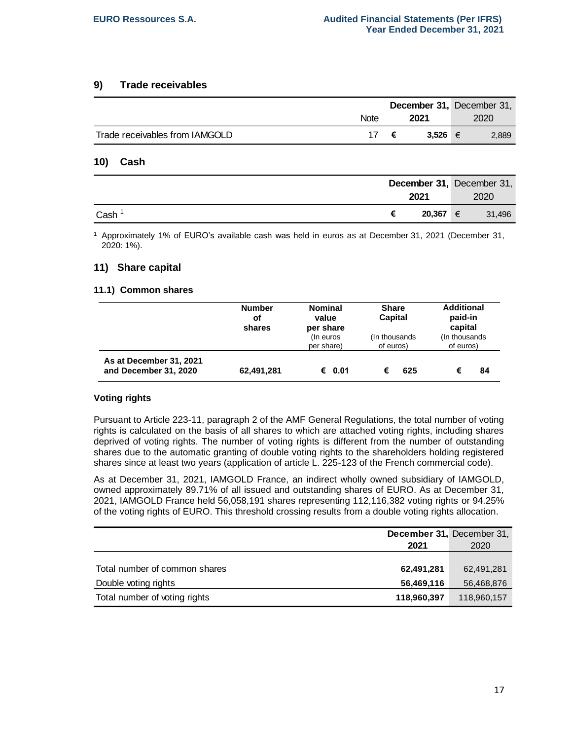## 9) Trade receivables

| | Note | December 31, 2021 | December 31, 2020 |
|---|---|---|---|
| Trade receivables from IAMGOLD | 17 | € 3,526 | € 2,889 |

## 10) Cash

| | December 31, 2021 | December 31, 2020 |
|---|---|---|
| Cash [1] | € 20,367 | € 31,496 |

[1] Approximately 1% of EURO's available cash was held in euros as at December 31, 2021 (December 31, 2020: 1%).

## 11) Share capital

### 11.1) Common shares

| | Number of shares | Nominal value per share (In euros per share) | Share Capital (In thousands of euros) | Additional paid-in capital (In thousands of euros) |
|---|---|---|---|---|
| **As at December 31, 2021 and December 31, 2020** | **62,491,281** | **€ 0.01** | **€ 625** | **€ 84** |

### Voting rights

Pursuant to Article 223-11, paragraph 2 of the AMF General Regulations, the total number of voting rights is calculated on the basis of all shares to which are attached voting rights, including shares deprived of voting rights. The number of voting rights is different from the number of outstanding shares due to the automatic granting of double voting rights to the shareholders holding registered shares since at least two years (application of article L. 225-123 of the French commercial code).

As at December 31, 2021, IAMGOLD France, an indirect wholly owned subsidiary of IAMGOLD, owned approximately 89.71% of all issued and outstanding shares of EURO. As at December 31, 2021, IAMGOLD France held 56,058,191 shares representing 112,116,382 voting rights or 94.25% of the voting rights of EURO. This threshold crossing results from a double voting rights allocation.

| | December 31, 2021 | December 31, 2020 |
|---|---|---|
| Total number of common shares | **62,491,281** | 62,491,281 |
| Double voting rights | **56,469,116** | 56,468,876 |
| Total number of voting rights | **118,960,397** | 118,960,157 |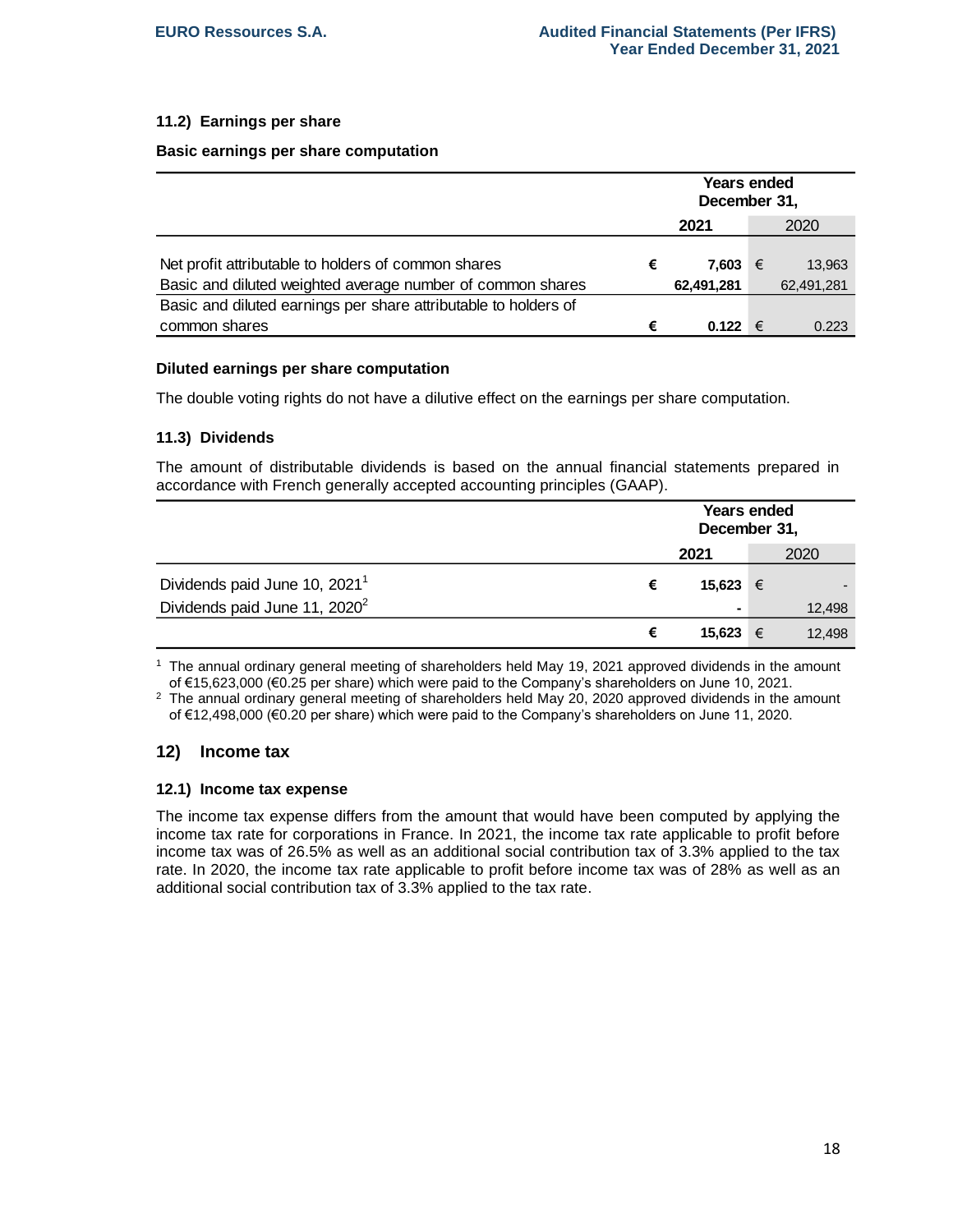### 11.2) Earnings per share

**Basic earnings per share computation**

| | Years ended December 31, | |
|---|---|---|
| | **2021** | 2020 |
| Net profit attributable to holders of common shares | € **7,603** | € 13,963 |
| Basic and diluted weighted average number of common shares | **62,491,281** | 62,491,281 |
| Basic and diluted earnings per share attributable to holders of common shares | € **0.122** | € 0.223 |

**Diluted earnings per share computation**

The double voting rights do not have a dilutive effect on the earnings per share computation.

### 11.3) Dividends

The amount of distributable dividends is based on the annual financial statements prepared in accordance with French generally accepted accounting principles (GAAP).

| | Years ended December 31, | |
|---|---|---|
| | **2021** | 2020 |
| Dividends paid June 10, 2021[1] | € **15,623** | € - |
| Dividends paid June 11, 2020[2] | **-** | 12,498 |
| | € **15,623** | € 12,498 |

[1] The annual ordinary general meeting of shareholders held May 19, 2021 approved dividends in the amount of €15,623,000 (€0.25 per share) which were paid to the Company's shareholders on June 10, 2021.
[2] The annual ordinary general meeting of shareholders held May 20, 2020 approved dividends in the amount of €12,498,000 (€0.20 per share) which were paid to the Company's shareholders on June 11, 2020.

## 12) Income tax

### 12.1) Income tax expense

The income tax expense differs from the amount that would have been computed by applying the income tax rate for corporations in France. In 2021, the income tax rate applicable to profit before income tax was of 26.5% as well as an additional social contribution tax of 3.3% applied to the tax rate. In 2020, the income tax rate applicable to profit before income tax was of 28% as well as an additional social contribution tax of 3.3% applied to the tax rate.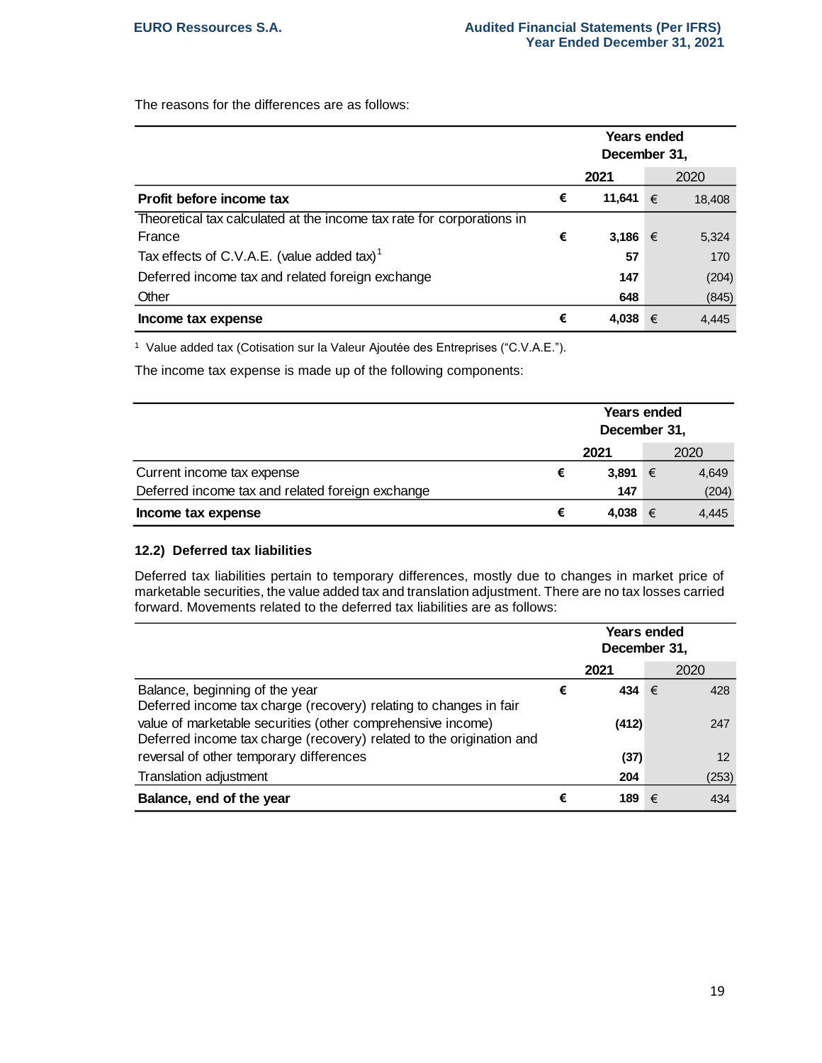The reasons for the differences are as follows:

| | | Years ended December 31, | | |
|---|---|---|---|---|
| | | **2021** | | 2020 |
| **Profit before income tax** | € | **11,641** | € | 18,408 |
| Theoretical tax calculated at the income tax rate for corporations in France | € | **3,186** | € | 5,324 |
| Tax effects of C.V.A.E. (value added tax)[1] | | **57** | | 170 |
| Deferred income tax and related foreign exchange | | **147** | | (204) |
| Other | | **648** | | (845) |
| **Income tax expense** | € | **4,038** | € | 4,445 |

[1] Value added tax (Cotisation sur la Valeur Ajoutée des Entreprises ("C.V.A.E.").

The income tax expense is made up of the following components:

| | | Years ended December 31, | | |
|---|---|---|---|---|
| | | **2021** | | 2020 |
| Current income tax expense | € | **3,891** | € | 4,649 |
| Deferred income tax and related foreign exchange | | **147** | | (204) |
| **Income tax expense** | € | **4,038** | € | 4,445 |

#### 12.2) Deferred tax liabilities

Deferred tax liabilities pertain to temporary differences, mostly due to changes in market price of marketable securities, the value added tax and translation adjustment. There are no tax losses carried forward. Movements related to the deferred tax liabilities are as follows:

| | | Years ended December 31, | | |
|---|---|---|---|---|
| | | **2021** | | 2020 |
| Balance, beginning of the year | € | **434** | € | 428 |
| Deferred income tax charge (recovery) relating to changes in fair value of marketable securities (other comprehensive income) | | **(412)** | | 247 |
| Deferred income tax charge (recovery) related to the origination and reversal of other temporary differences | | **(37)** | | 12 |
| Translation adjustment | | **204** | | (253) |
| **Balance, end of the year** | € | **189** | € | 434 |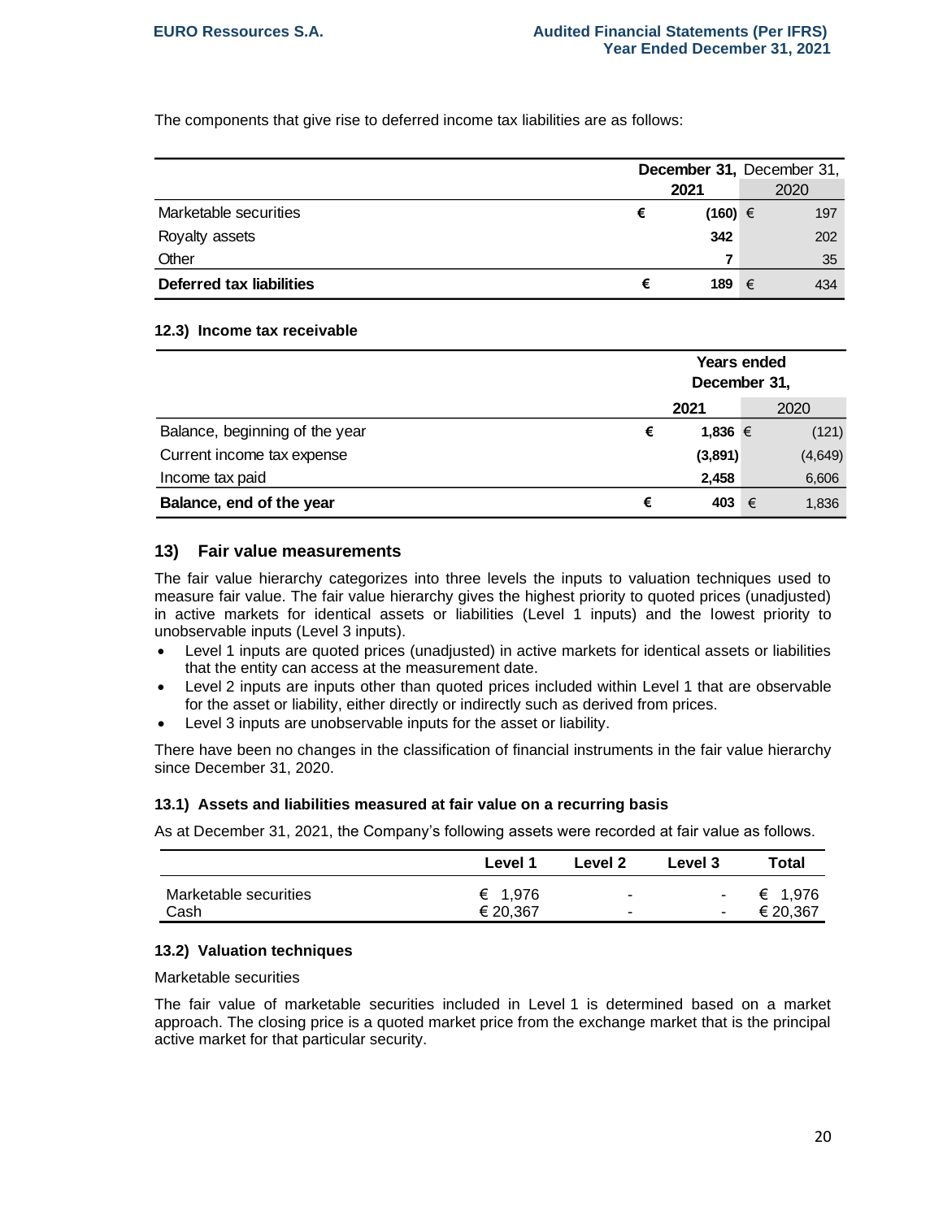The components that give rise to deferred income tax liabilities are as follows:

| | December 31, 2021 | December 31, 2020 |
|---|---|---|
| Marketable securities | € (160) | € 197 |
| Royalty assets | 342 | 202 |
| Other | 7 | 35 |
| **Deferred tax liabilities** | **€ 189** | € 434 |

#### 12.3) Income tax receivable

| | Years ended December 31, | |
|---|---|---|
| | **2021** | 2020 |
| Balance, beginning of the year | € 1,836 | € (121) |
| Current income tax expense | (3,891) | (4,649) |
| Income tax paid | 2,458 | 6,606 |
| **Balance, end of the year** | **€ 403** | € 1,836 |

## 13) Fair value measurements

The fair value hierarchy categorizes into three levels the inputs to valuation techniques used to measure fair value. The fair value hierarchy gives the highest priority to quoted prices (unadjusted) in active markets for identical assets or liabilities (Level 1 inputs) and the lowest priority to unobservable inputs (Level 3 inputs).

- Level 1 inputs are quoted prices (unadjusted) in active markets for identical assets or liabilities that the entity can access at the measurement date.
- Level 2 inputs are inputs other than quoted prices included within Level 1 that are observable for the asset or liability, either directly or indirectly such as derived from prices.
- Level 3 inputs are unobservable inputs for the asset or liability.

There have been no changes in the classification of financial instruments in the fair value hierarchy since December 31, 2020.

#### 13.1) Assets and liabilities measured at fair value on a recurring basis

As at December 31, 2021, the Company's following assets were recorded at fair value as follows.

| | Level 1 | Level 2 | Level 3 | Total |
|---|---|---|---|---|
| Marketable securities | € 1,976 | - | - | € 1,976 |
| Cash | € 20,367 | - | - | € 20,367 |

#### 13.2) Valuation techniques

Marketable securities

The fair value of marketable securities included in Level 1 is determined based on a market approach. The closing price is a quoted market price from the exchange market that is the principal active market for that particular security.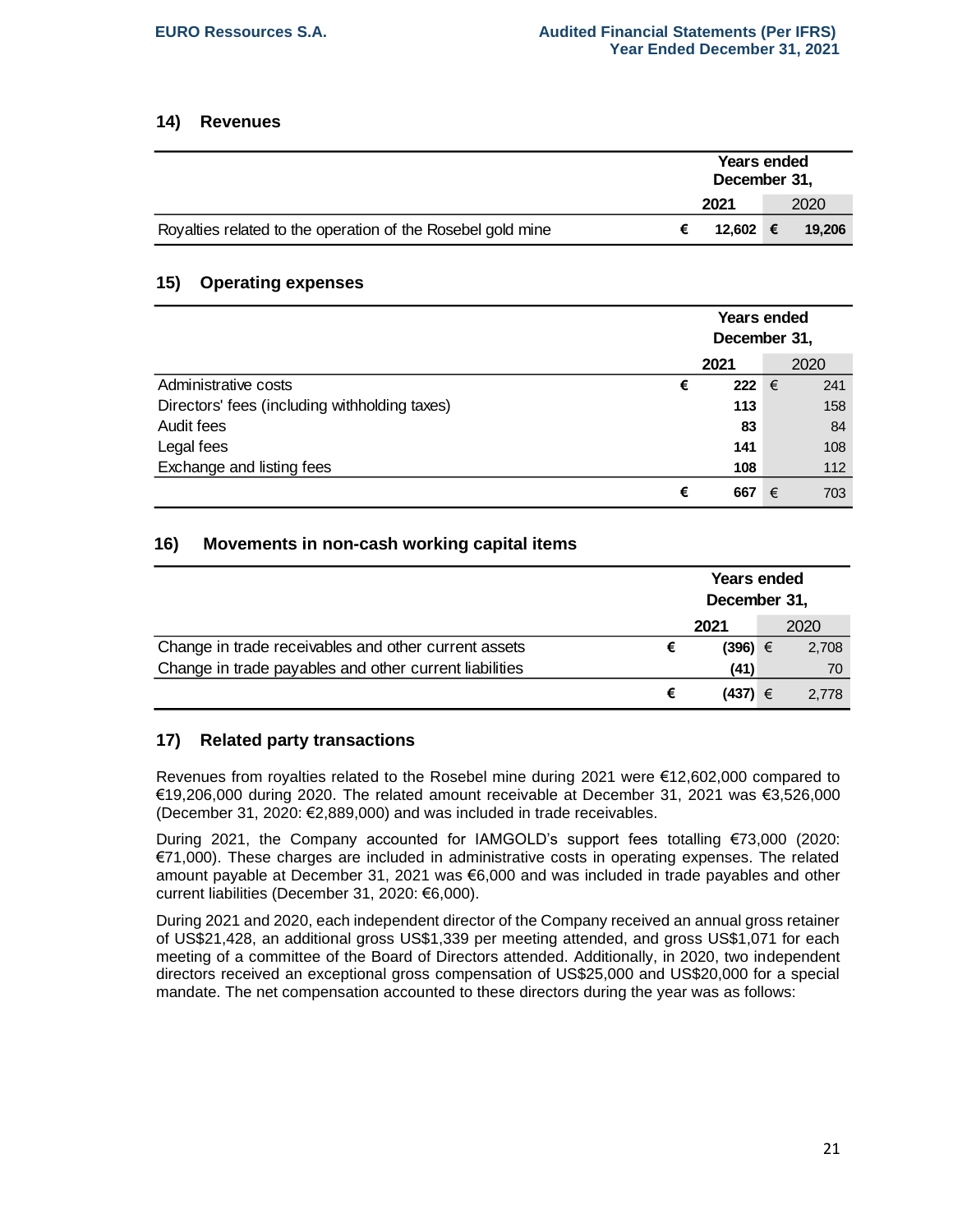## 14) Revenues

| | Years ended December 31, | |
|---|---|---|
| | **2021** | 2020 |
| Royalties related to the operation of the Rosebel gold mine | **€ 12,602** | **€ 19,206** |

## 15) Operating expenses

| | Years ended December 31, | |
|---|---|---|
| | **2021** | 2020 |
| Administrative costs | **€ 222** | € 241 |
| Directors' fees (including withholding taxes) | **113** | 158 |
| Audit fees | **83** | 84 |
| Legal fees | **141** | 108 |
| Exchange and listing fees | **108** | 112 |
| | **€ 667** | € 703 |

## 16) Movements in non-cash working capital items

| | Years ended December 31, | |
|---|---|---|
| | **2021** | 2020 |
| Change in trade receivables and other current assets | **€ (396)** | € 2,708 |
| Change in trade payables and other current liabilities | **(41)** | 70 |
| | **€ (437)** | € 2,778 |

## 17) Related party transactions

Revenues from royalties related to the Rosebel mine during 2021 were €12,602,000 compared to €19,206,000 during 2020. The related amount receivable at December 31, 2021 was €3,526,000 (December 31, 2020: €2,889,000) and was included in trade receivables.

During 2021, the Company accounted for IAMGOLD's support fees totalling €73,000 (2020: €71,000). These charges are included in administrative costs in operating expenses. The related amount payable at December 31, 2021 was €6,000 and was included in trade payables and other current liabilities (December 31, 2020: €6,000).

During 2021 and 2020, each independent director of the Company received an annual gross retainer of US$21,428, an additional gross US$1,339 per meeting attended, and gross US$1,071 for each meeting of a committee of the Board of Directors attended. Additionally, in 2020, two independent directors received an exceptional gross compensation of US$25,000 and US$20,000 for a special mandate. The net compensation accounted to these directors during the year was as follows: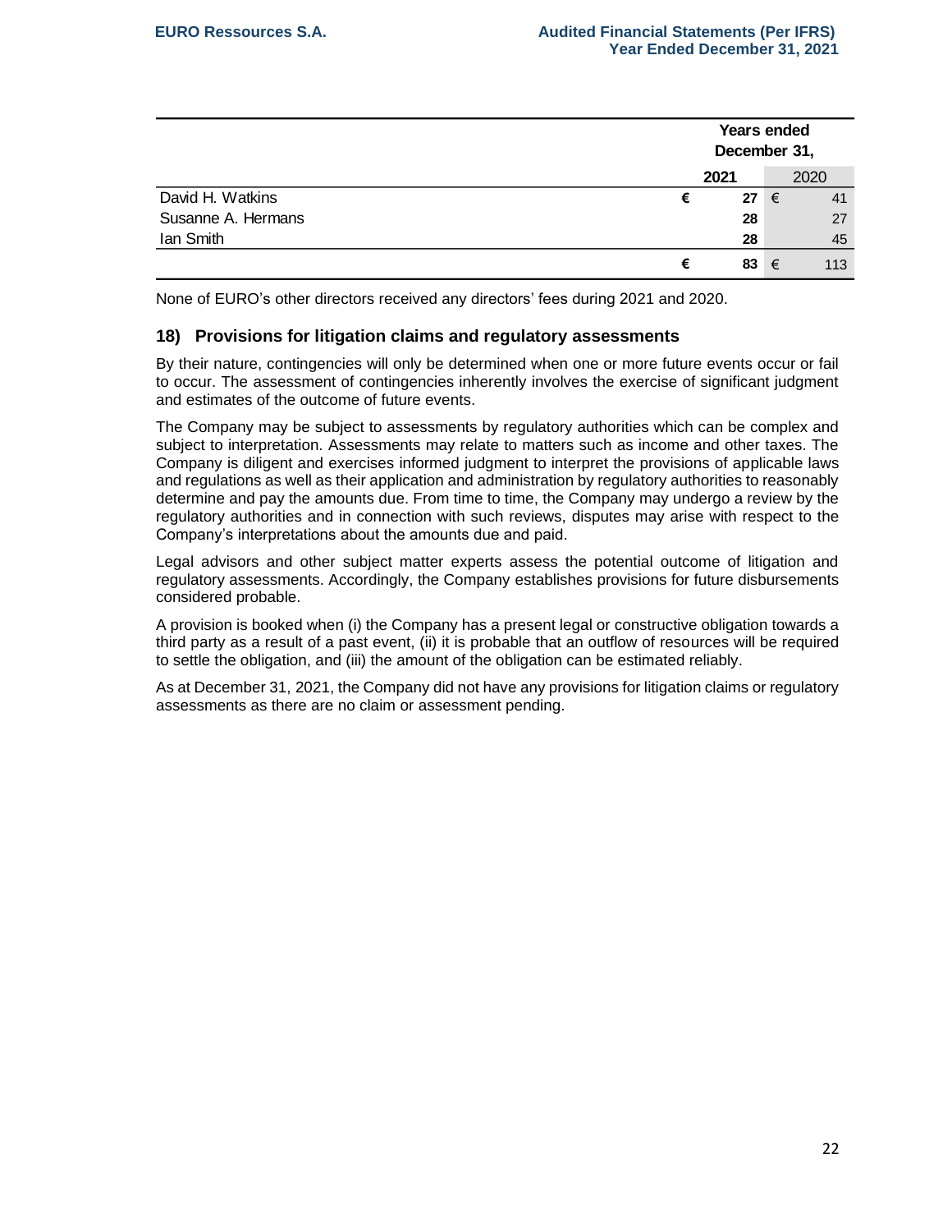| | Years ended December 31, | |
|---|---|---|
| | 2021 | 2020 |
| David H. Watkins | € 27 | € 41 |
| Susanne A. Hermans | 28 | 27 |
| Ian Smith | 28 | 45 |
| | € 83 | € 113 |

None of EURO's other directors received any directors' fees during 2021 and 2020.

## 18) Provisions for litigation claims and regulatory assessments

By their nature, contingencies will only be determined when one or more future events occur or fail to occur. The assessment of contingencies inherently involves the exercise of significant judgment and estimates of the outcome of future events.

The Company may be subject to assessments by regulatory authorities which can be complex and subject to interpretation. Assessments may relate to matters such as income and other taxes. The Company is diligent and exercises informed judgment to interpret the provisions of applicable laws and regulations as well as their application and administration by regulatory authorities to reasonably determine and pay the amounts due. From time to time, the Company may undergo a review by the regulatory authorities and in connection with such reviews, disputes may arise with respect to the Company's interpretations about the amounts due and paid.

Legal advisors and other subject matter experts assess the potential outcome of litigation and regulatory assessments. Accordingly, the Company establishes provisions for future disbursements considered probable.

A provision is booked when (i) the Company has a present legal or constructive obligation towards a third party as a result of a past event, (ii) it is probable that an outflow of resources will be required to settle the obligation, and (iii) the amount of the obligation can be estimated reliably.

As at December 31, 2021, the Company did not have any provisions for litigation claims or regulatory assessments as there are no claim or assessment pending.